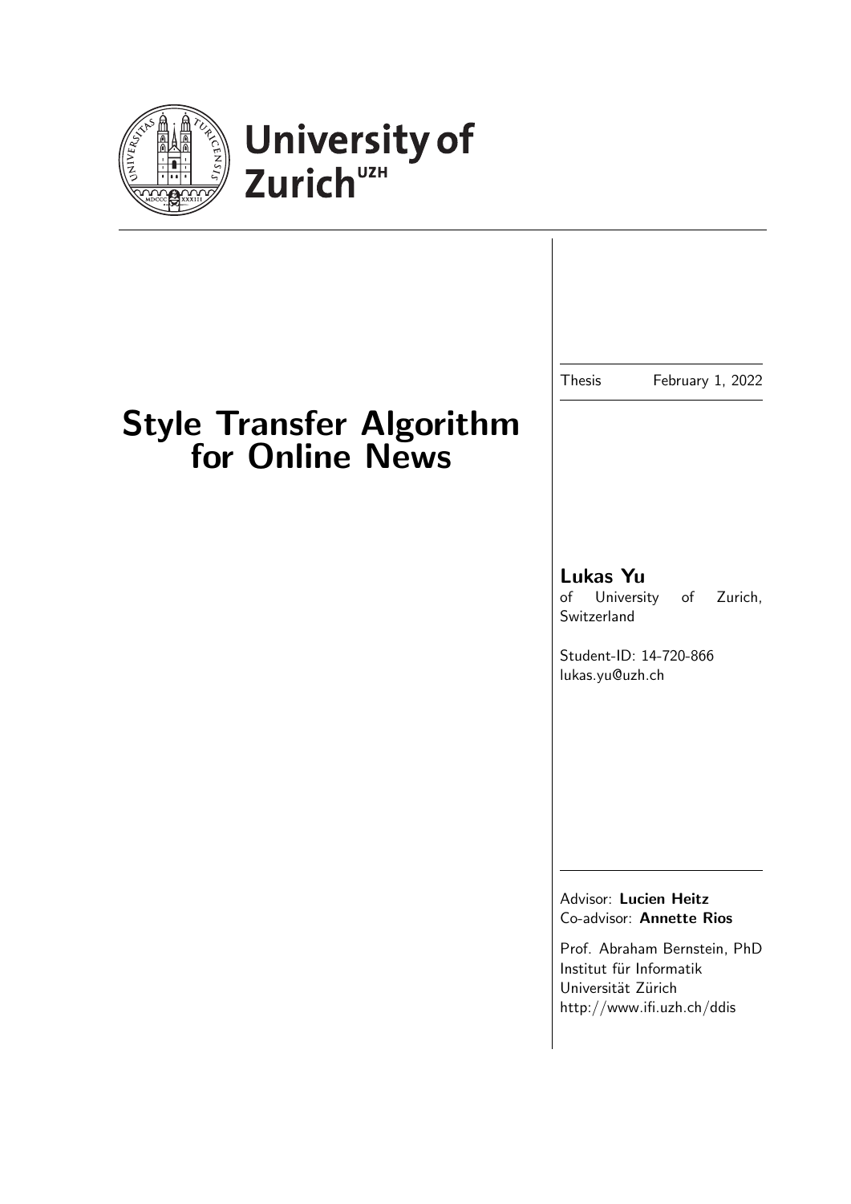University of Zurich[UZH]

# Style Transfer Algorithm for Online News

Thesis February 1, 2022

**Lukas Yu**
of University of Zurich, Switzerland

Student-ID: 14-720-866
lukas.yu@uzh.ch

Advisor: **Lucien Heitz**
Co-advisor: **Annette Rios**

Prof. Abraham Bernstein, PhD
Institut für Informatik
Universität Zürich
http://www.ifi.uzh.ch/ddis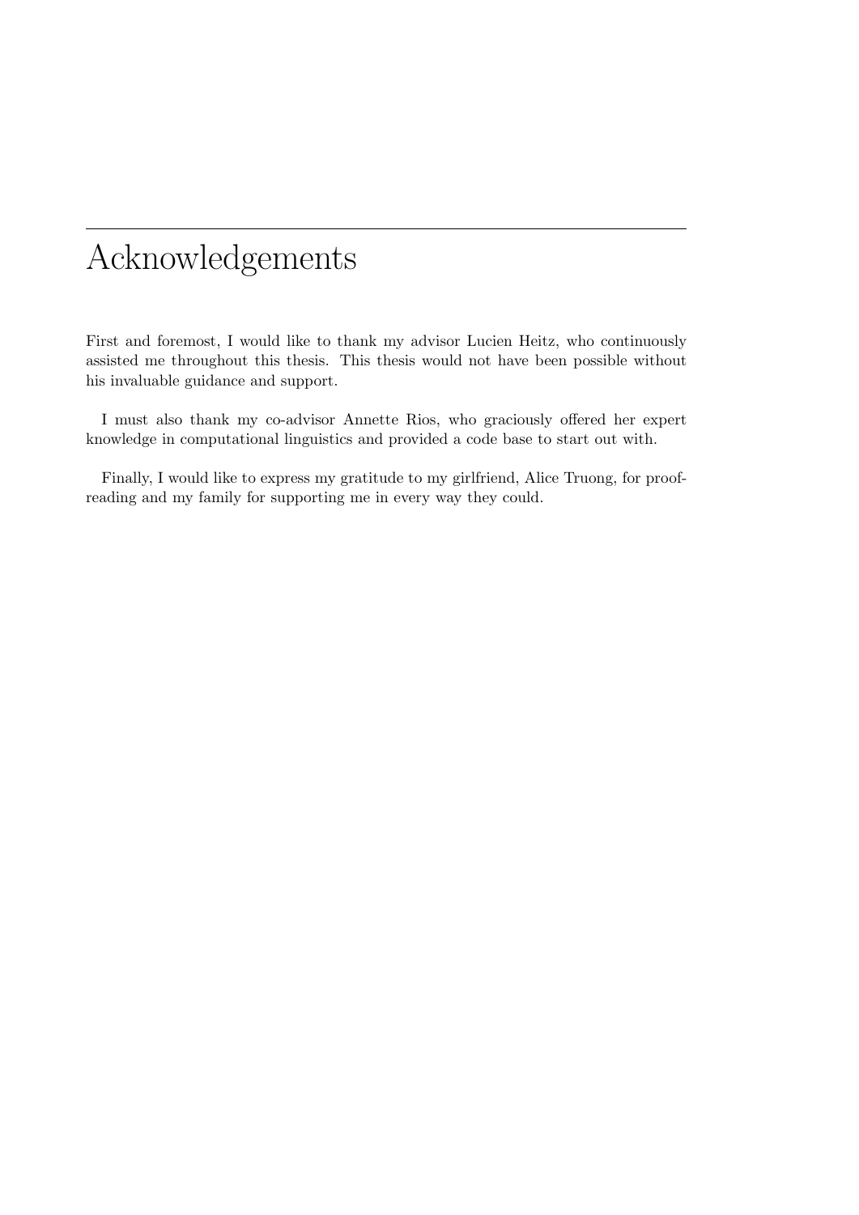# Acknowledgements

First and foremost, I would like to thank my advisor Lucien Heitz, who continuously assisted me throughout this thesis. This thesis would not have been possible without his invaluable guidance and support.

I must also thank my co-advisor Annette Rios, who graciously offered her expert knowledge in computational linguistics and provided a code base to start out with.

Finally, I would like to express my gratitude to my girlfriend, Alice Truong, for proofreading and my family for supporting me in every way they could.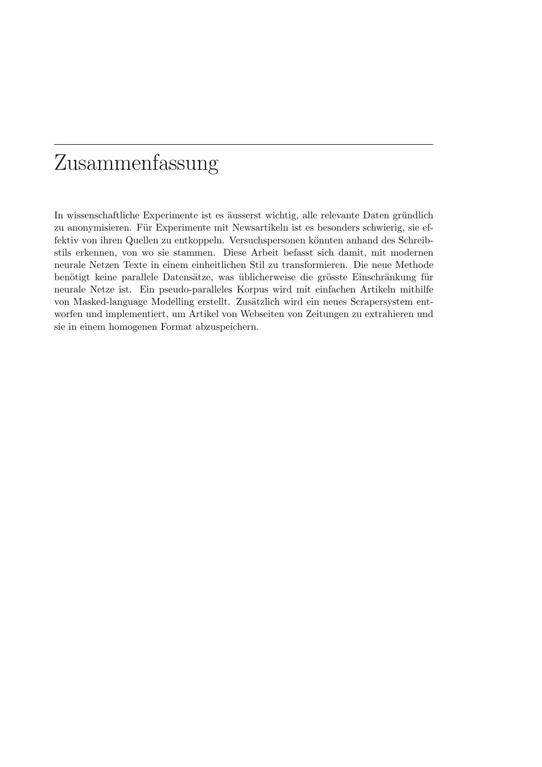# Zusammenfassung

In wissenschaftliche Experimente ist es äusserst wichtig, alle relevante Daten gründlich zu anonymisieren. Für Experimente mit Newsartikeln ist es besonders schwierig, sie effektiv von ihren Quellen zu entkoppeln. Versuchspersonen könnten anhand des Schreibstils erkennen, von wo sie stammen. Diese Arbeit befasst sich damit, mit modernen neurale Netzen Texte in einem einheitlichen Stil zu transformieren. Die neue Methode benötigt keine parallele Datensätze, was üblicherweise die grösste Einschränkung für neurale Netze ist. Ein pseudo-paralleles Korpus wird mit einfachen Artikeln mithilfe von Masked-language Modelling erstellt. Zusätzlich wird ein neues Scrapersystem entworfen und implementiert, um Artikel von Webseiten von Zeitungen zu extrahieren und sie in einem homogenen Format abzuspeichern.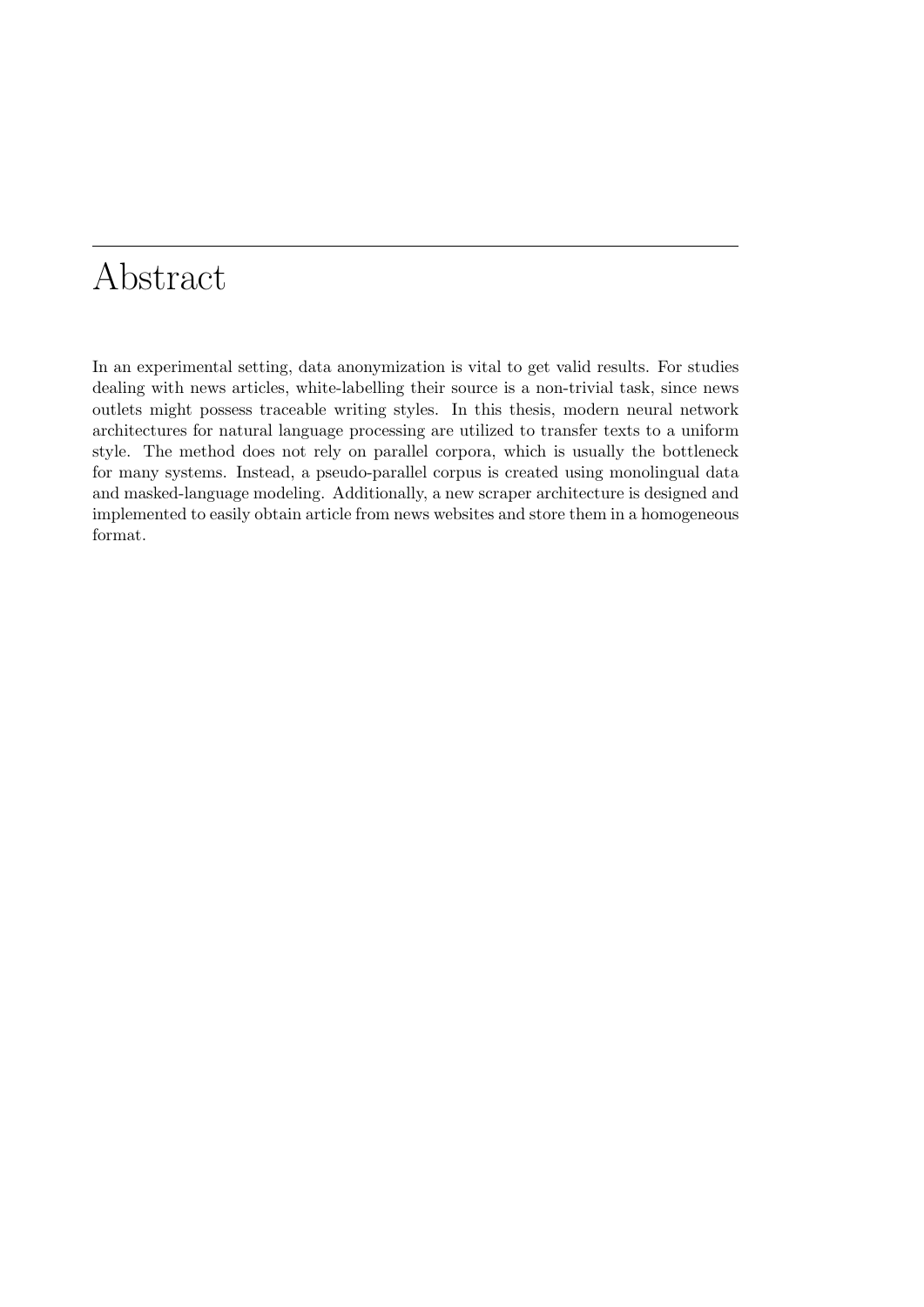# Abstract

In an experimental setting, data anonymization is vital to get valid results. For studies dealing with news articles, white-labelling their source is a non-trivial task, since news outlets might possess traceable writing styles. In this thesis, modern neural network architectures for natural language processing are utilized to transfer texts to a uniform style. The method does not rely on parallel corpora, which is usually the bottleneck for many systems. Instead, a pseudo-parallel corpus is created using monolingual data and masked-language modeling. Additionally, a new scraper architecture is designed and implemented to easily obtain article from news websites and store them in a homogeneous format.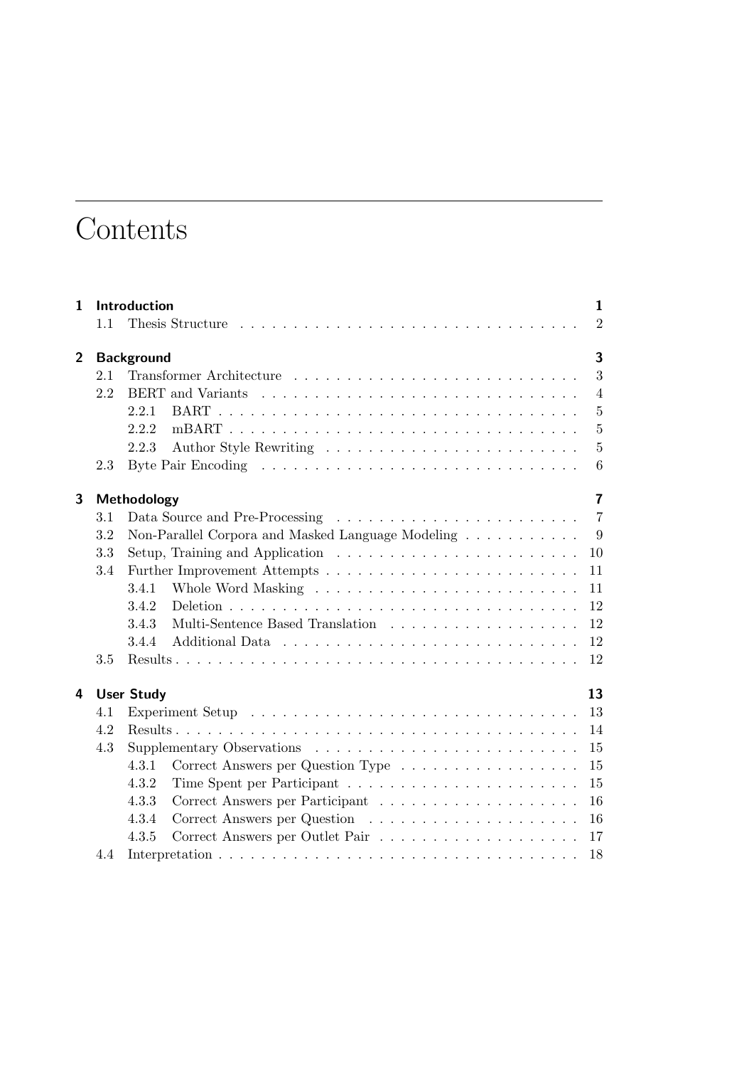# Contents

| | | |
|---|---|---|
| **1** | **Introduction** | **1** |
| 1.1 | Thesis Structure | 2 |
| **2** | **Background** | **3** |
| 2.1 | Transformer Architecture | 3 |
| 2.2 | BERT and Variants | 4 |
| 2.2.1 | BART | 5 |
| 2.2.2 | mBART | 5 |
| 2.2.3 | Author Style Rewriting | 5 |
| 2.3 | Byte Pair Encoding | 6 |
| **3** | **Methodology** | **7** |
| 3.1 | Data Source and Pre-Processing | 7 |
| 3.2 | Non-Parallel Corpora and Masked Language Modeling | 9 |
| 3.3 | Setup, Training and Application | 10 |
| 3.4 | Further Improvement Attempts | 11 |
| 3.4.1 | Whole Word Masking | 11 |
| 3.4.2 | Deletion | 12 |
| 3.4.3 | Multi-Sentence Based Translation | 12 |
| 3.4.4 | Additional Data | 12 |
| 3.5 | Results | 12 |
| **4** | **User Study** | **13** |
| 4.1 | Experiment Setup | 13 |
| 4.2 | Results | 14 |
| 4.3 | Supplementary Observations | 15 |
| 4.3.1 | Correct Answers per Question Type | 15 |
| 4.3.2 | Time Spent per Participant | 15 |
| 4.3.3 | Correct Answers per Participant | 16 |
| 4.3.4 | Correct Answers per Question | 16 |
| 4.3.5 | Correct Answers per Outlet Pair | 17 |
| 4.4 | Interpretation | 18 |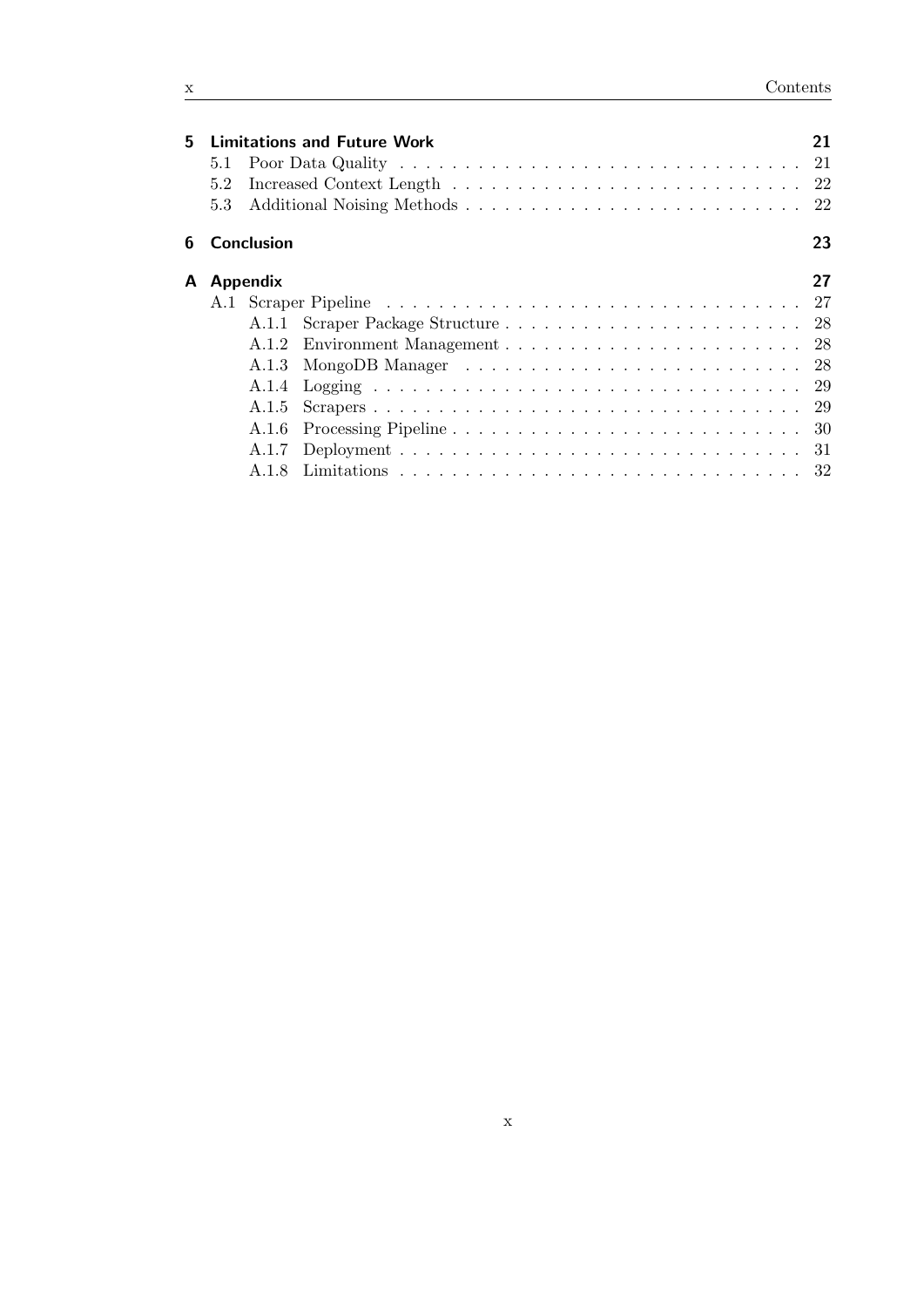**5 Limitations and Future Work** 21
- 5.1 Poor Data Quality 21
- 5.2 Increased Context Length 22
- 5.3 Additional Noising Methods 22

**6 Conclusion** 23

**A Appendix** 27
- A.1 Scraper Pipeline 27
  - A.1.1 Scraper Package Structure 28
  - A.1.2 Environment Management 28
  - A.1.3 MongoDB Manager 28
  - A.1.4 Logging 29
  - A.1.5 Scrapers 29
  - A.1.6 Processing Pipeline 30
  - A.1.7 Deployment 31
  - A.1.8 Limitations 32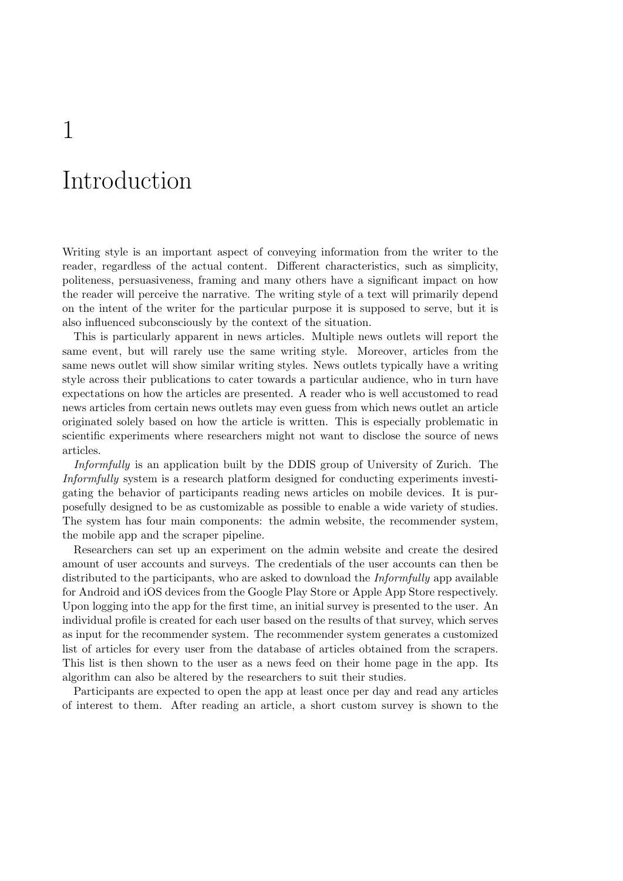# 1 Introduction

Writing style is an important aspect of conveying information from the writer to the reader, regardless of the actual content. Different characteristics, such as simplicity, politeness, persuasiveness, framing and many others have a significant impact on how the reader will perceive the narrative. The writing style of a text will primarily depend on the intent of the writer for the particular purpose it is supposed to serve, but it is also influenced subconsciously by the context of the situation.

This is particularly apparent in news articles. Multiple news outlets will report the same event, but will rarely use the same writing style. Moreover, articles from the same news outlet will show similar writing styles. News outlets typically have a writing style across their publications to cater towards a particular audience, who in turn have expectations on how the articles are presented. A reader who is well accustomed to read news articles from certain news outlets may even guess from which news outlet an article originated solely based on how the article is written. This is especially problematic in scientific experiments where researchers might not want to disclose the source of news articles.

*Informfully* is an application built by the DDIS group of University of Zurich. The *Informfully* system is a research platform designed for conducting experiments investigating the behavior of participants reading news articles on mobile devices. It is purposefully designed to be as customizable as possible to enable a wide variety of studies. The system has four main components: the admin website, the recommender system, the mobile app and the scraper pipeline.

Researchers can set up an experiment on the admin website and create the desired amount of user accounts and surveys. The credentials of the user accounts can then be distributed to the participants, who are asked to download the *Informfully* app available for Android and iOS devices from the Google Play Store or Apple App Store respectively. Upon logging into the app for the first time, an initial survey is presented to the user. An individual profile is created for each user based on the results of that survey, which serves as input for the recommender system. The recommender system generates a customized list of articles for every user from the database of articles obtained from the scrapers. This list is then shown to the user as a news feed on their home page in the app. Its algorithm can also be altered by the researchers to suit their studies.

Participants are expected to open the app at least once per day and read any articles of interest to them. After reading an article, a short custom survey is shown to the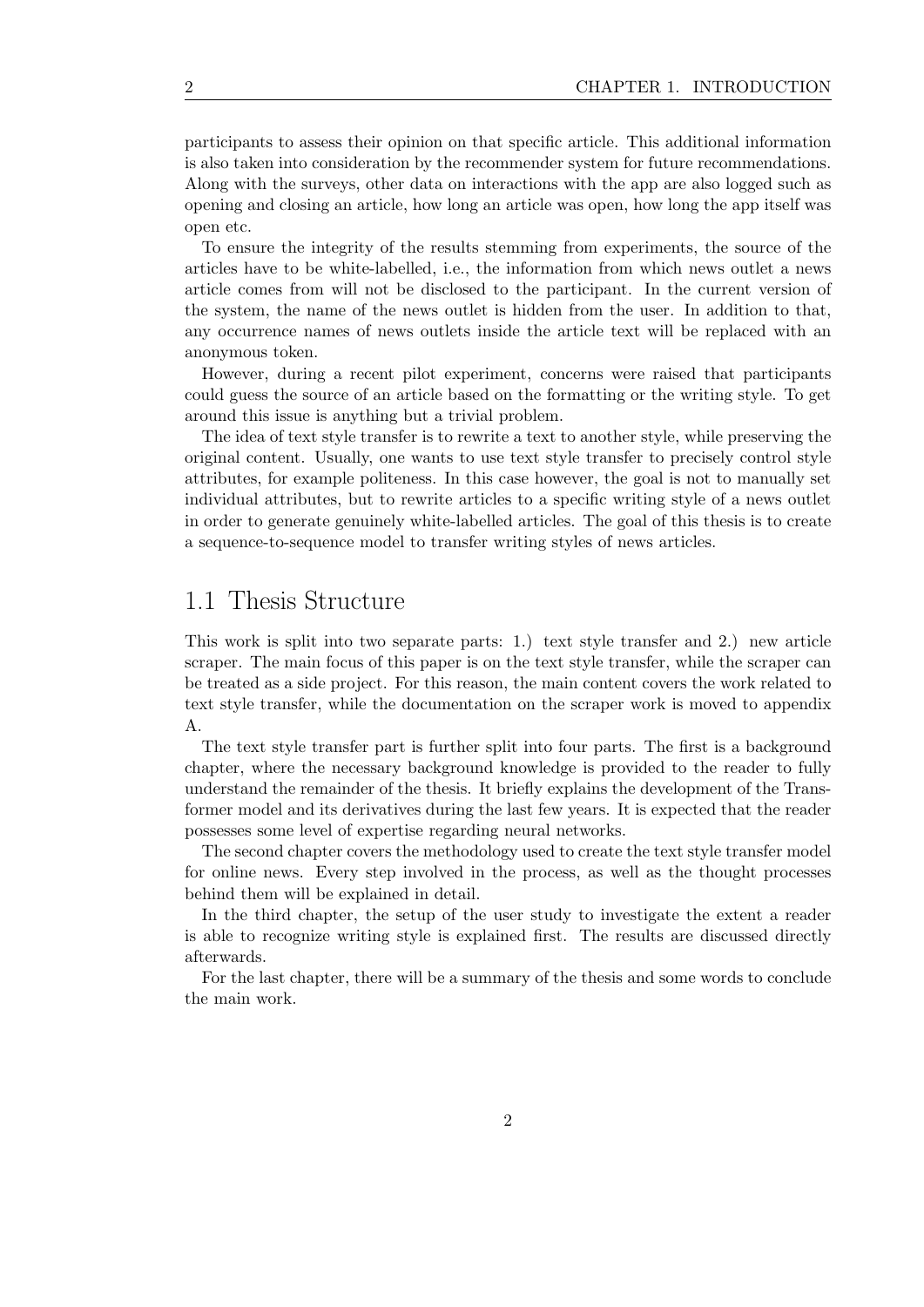participants to assess their opinion on that specific article. This additional information is also taken into consideration by the recommender system for future recommendations. Along with the surveys, other data on interactions with the app are also logged such as opening and closing an article, how long an article was open, how long the app itself was open etc.

To ensure the integrity of the results stemming from experiments, the source of the articles have to be white-labelled, i.e., the information from which news outlet a news article comes from will not be disclosed to the participant. In the current version of the system, the name of the news outlet is hidden from the user. In addition to that, any occurrence names of news outlets inside the article text will be replaced with an anonymous token.

However, during a recent pilot experiment, concerns were raised that participants could guess the source of an article based on the formatting or the writing style. To get around this issue is anything but a trivial problem.

The idea of text style transfer is to rewrite a text to another style, while preserving the original content. Usually, one wants to use text style transfer to precisely control style attributes, for example politeness. In this case however, the goal is not to manually set individual attributes, but to rewrite articles to a specific writing style of a news outlet in order to generate genuinely white-labelled articles. The goal of this thesis is to create a sequence-to-sequence model to transfer writing styles of news articles.

## 1.1 Thesis Structure

This work is split into two separate parts: 1.) text style transfer and 2.) new article scraper. The main focus of this paper is on the text style transfer, while the scraper can be treated as a side project. For this reason, the main content covers the work related to text style transfer, while the documentation on the scraper work is moved to appendix A.

The text style transfer part is further split into four parts. The first is a background chapter, where the necessary background knowledge is provided to the reader to fully understand the remainder of the thesis. It briefly explains the development of the Transformer model and its derivatives during the last few years. It is expected that the reader possesses some level of expertise regarding neural networks.

The second chapter covers the methodology used to create the text style transfer model for online news. Every step involved in the process, as well as the thought processes behind them will be explained in detail.

In the third chapter, the setup of the user study to investigate the extent a reader is able to recognize writing style is explained first. The results are discussed directly afterwards.

For the last chapter, there will be a summary of the thesis and some words to conclude the main work.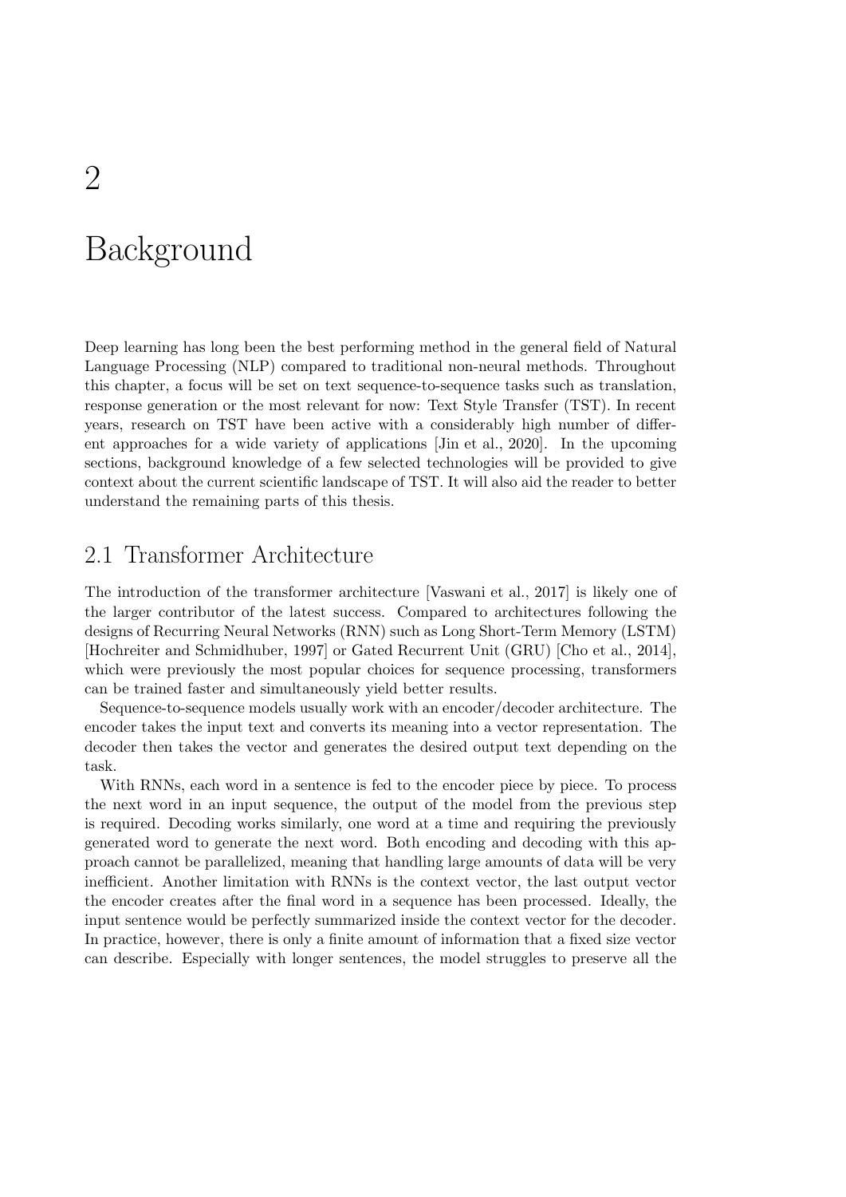// 2

# Background

Deep learning has long been the best performing method in the general field of Natural Language Processing (NLP) compared to traditional non-neural methods. Throughout this chapter, a focus will be set on text sequence-to-sequence tasks such as translation, response generation or the most relevant for now: Text Style Transfer (TST). In recent years, research on TST have been active with a considerably high number of different approaches for a wide variety of applications [Jin et al., 2020]. In the upcoming sections, background knowledge of a few selected technologies will be provided to give context about the current scientific landscape of TST. It will also aid the reader to better understand the remaining parts of this thesis.

## 2.1 Transformer Architecture

The introduction of the transformer architecture [Vaswani et al., 2017] is likely one of the larger contributor of the latest success. Compared to architectures following the designs of Recurring Neural Networks (RNN) such as Long Short-Term Memory (LSTM) [Hochreiter and Schmidhuber, 1997] or Gated Recurrent Unit (GRU) [Cho et al., 2014], which were previously the most popular choices for sequence processing, transformers can be trained faster and simultaneously yield better results.

Sequence-to-sequence models usually work with an encoder/decoder architecture. The encoder takes the input text and converts its meaning into a vector representation. The decoder then takes the vector and generates the desired output text depending on the task.

With RNNs, each word in a sentence is fed to the encoder piece by piece. To process the next word in an input sequence, the output of the model from the previous step is required. Decoding works similarly, one word at a time and requiring the previously generated word to generate the next word. Both encoding and decoding with this approach cannot be parallelized, meaning that handling large amounts of data will be very inefficient. Another limitation with RNNs is the context vector, the last output vector the encoder creates after the final word in a sequence has been processed. Ideally, the input sentence would be perfectly summarized inside the context vector for the decoder. In practice, however, there is only a finite amount of information that a fixed size vector can describe. Especially with longer sentences, the model struggles to preserve all the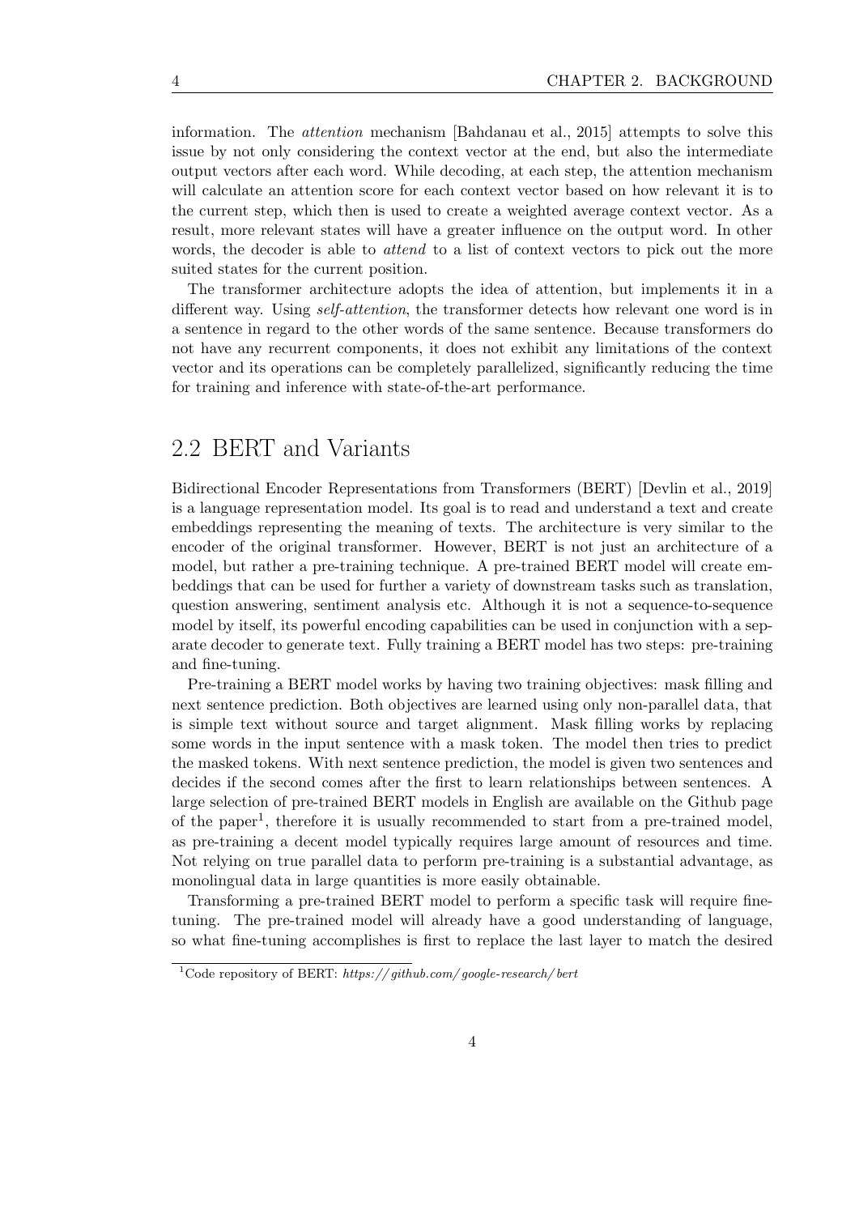information. The *attention* mechanism [Bahdanau et al., 2015] attempts to solve this issue by not only considering the context vector at the end, but also the intermediate output vectors after each word. While decoding, at each step, the attention mechanism will calculate an attention score for each context vector based on how relevant it is to the current step, which then is used to create a weighted average context vector. As a result, more relevant states will have a greater influence on the output word. In other words, the decoder is able to *attend* to a list of context vectors to pick out the more suited states for the current position.

The transformer architecture adopts the idea of attention, but implements it in a different way. Using *self-attention*, the transformer detects how relevant one word is in a sentence in regard to the other words of the same sentence. Because transformers do not have any recurrent components, it does not exhibit any limitations of the context vector and its operations can be completely parallelized, significantly reducing the time for training and inference with state-of-the-art performance.

## 2.2 BERT and Variants

Bidirectional Encoder Representations from Transformers (BERT) [Devlin et al., 2019] is a language representation model. Its goal is to read and understand a text and create embeddings representing the meaning of texts. The architecture is very similar to the encoder of the original transformer. However, BERT is not just an architecture of a model, but rather a pre-training technique. A pre-trained BERT model will create embeddings that can be used for further a variety of downstream tasks such as translation, question answering, sentiment analysis etc. Although it is not a sequence-to-sequence model by itself, its powerful encoding capabilities can be used in conjunction with a separate decoder to generate text. Fully training a BERT model has two steps: pre-training and fine-tuning.

Pre-training a BERT model works by having two training objectives: mask filling and next sentence prediction. Both objectives are learned using only non-parallel data, that is simple text without source and target alignment. Mask filling works by replacing some words in the input sentence with a mask token. The model then tries to predict the masked tokens. With next sentence prediction, the model is given two sentences and decides if the second comes after the first to learn relationships between sentences. A large selection of pre-trained BERT models in English are available on the Github page of the paper[1], therefore it is usually recommended to start from a pre-trained model, as pre-training a decent model typically requires large amount of resources and time. Not relying on true parallel data to perform pre-training is a substantial advantage, as monolingual data in large quantities is more easily obtainable.

Transforming a pre-trained BERT model to perform a specific task will require fine-tuning. The pre-trained model will already have a good understanding of language, so what fine-tuning accomplishes is first to replace the last layer to match the desired

[1] Code repository of BERT: *https://github.com/google-research/bert*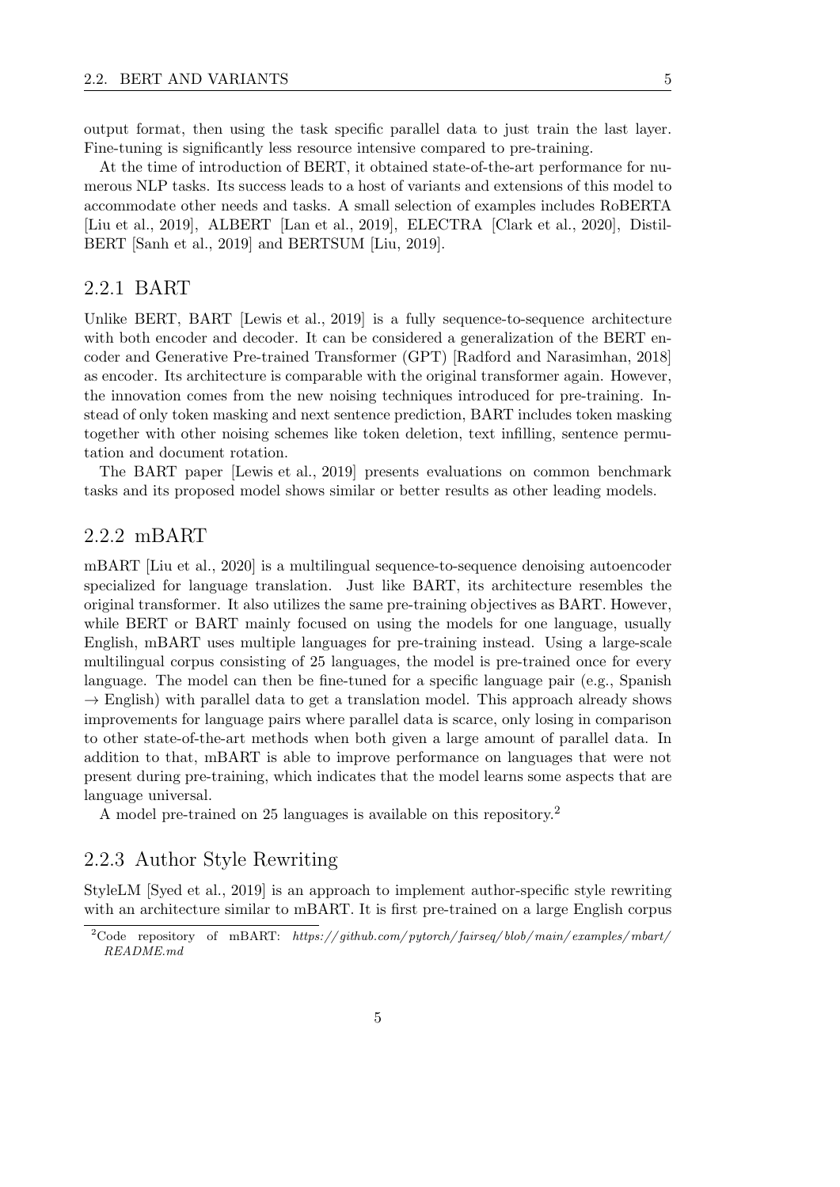output format, then using the task specific parallel data to just train the last layer. Fine-tuning is significantly less resource intensive compared to pre-training.

At the time of introduction of BERT, it obtained state-of-the-art performance for numerous NLP tasks. Its success leads to a host of variants and extensions of this model to accommodate other needs and tasks. A small selection of examples includes RoBERTA [Liu et al., 2019], ALBERT [Lan et al., 2019], ELECTRA [Clark et al., 2020], DistilBERT [Sanh et al., 2019] and BERTSUM [Liu, 2019].

### 2.2.1 BART

Unlike BERT, BART [Lewis et al., 2019] is a fully sequence-to-sequence architecture with both encoder and decoder. It can be considered a generalization of the BERT encoder and Generative Pre-trained Transformer (GPT) [Radford and Narasimhan, 2018] as encoder. Its architecture is comparable with the original transformer again. However, the innovation comes from the new noising techniques introduced for pre-training. Instead of only token masking and next sentence prediction, BART includes token masking together with other noising schemes like token deletion, text infilling, sentence permutation and document rotation.

The BART paper [Lewis et al., 2019] presents evaluations on common benchmark tasks and its proposed model shows similar or better results as other leading models.

### 2.2.2 mBART

mBART [Liu et al., 2020] is a multilingual sequence-to-sequence denoising autoencoder specialized for language translation. Just like BART, its architecture resembles the original transformer. It also utilizes the same pre-training objectives as BART. However, while BERT or BART mainly focused on using the models for one language, usually English, mBART uses multiple languages for pre-training instead. Using a large-scale multilingual corpus consisting of 25 languages, the model is pre-trained once for every language. The model can then be fine-tuned for a specific language pair (e.g., Spanish $\rightarrow$ English) with parallel data to get a translation model. This approach already shows improvements for language pairs where parallel data is scarce, only losing in comparison to other state-of-the-art methods when both given a large amount of parallel data. In addition to that, mBART is able to improve performance on languages that were not present during pre-training, which indicates that the model learns some aspects that are language universal.

A model pre-trained on 25 languages is available on this repository.[2]

### 2.2.3 Author Style Rewriting

StyleLM [Syed et al., 2019] is an approach to implement author-specific style rewriting with an architecture similar to mBART. It is first pre-trained on a large English corpus

[2] Code repository of mBART: *https://github.com/pytorch/fairseq/blob/main/examples/mbart/README.md*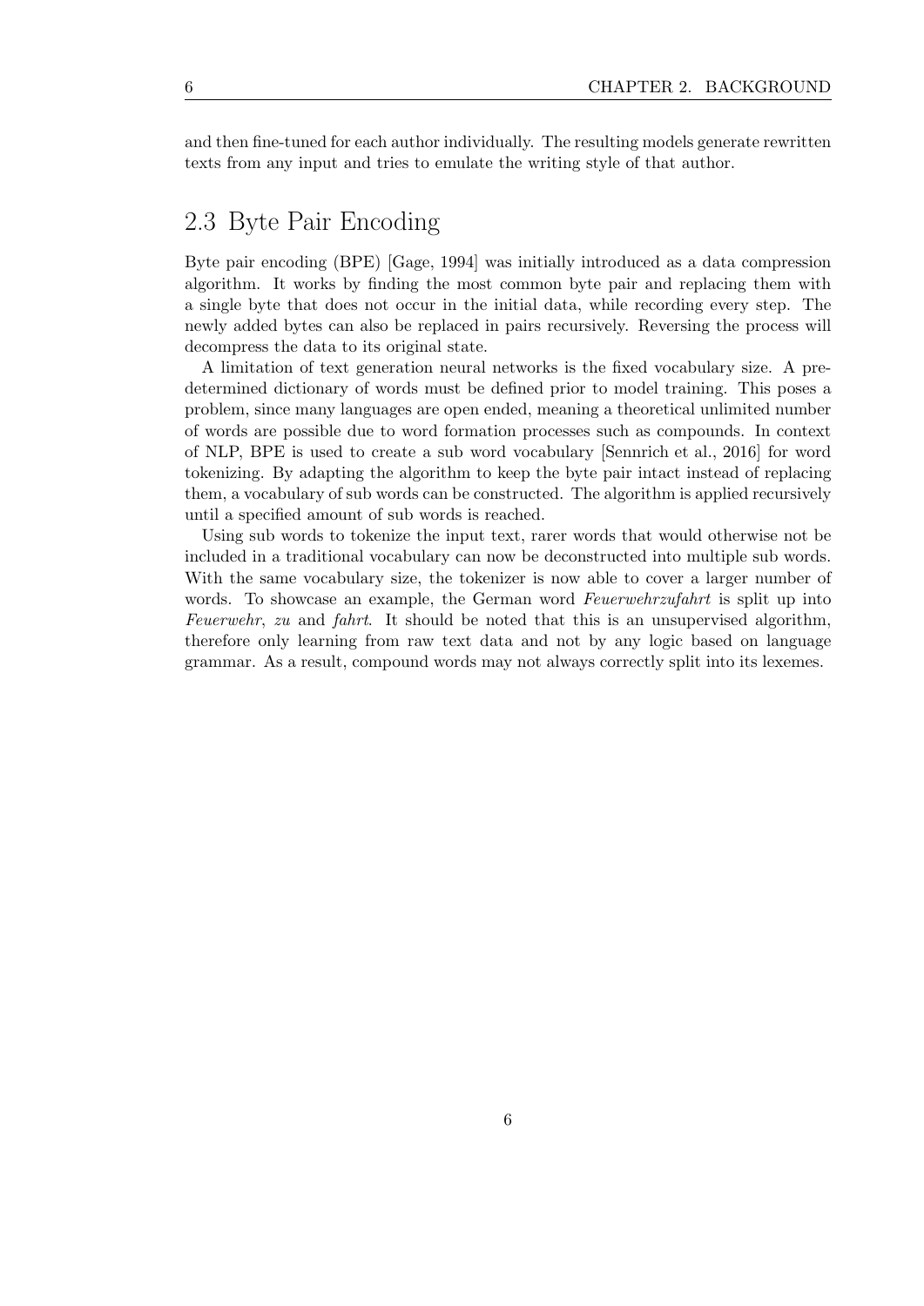and then fine-tuned for each author individually. The resulting models generate rewritten texts from any input and tries to emulate the writing style of that author.

## 2.3 Byte Pair Encoding

Byte pair encoding (BPE) [Gage, 1994] was initially introduced as a data compression algorithm. It works by finding the most common byte pair and replacing them with a single byte that does not occur in the initial data, while recording every step. The newly added bytes can also be replaced in pairs recursively. Reversing the process will decompress the data to its original state.

A limitation of text generation neural networks is the fixed vocabulary size. A predetermined dictionary of words must be defined prior to model training. This poses a problem, since many languages are open ended, meaning a theoretical unlimited number of words are possible due to word formation processes such as compounds. In context of NLP, BPE is used to create a sub word vocabulary [Sennrich et al., 2016] for word tokenizing. By adapting the algorithm to keep the byte pair intact instead of replacing them, a vocabulary of sub words can be constructed. The algorithm is applied recursively until a specified amount of sub words is reached.

Using sub words to tokenize the input text, rarer words that would otherwise not be included in a traditional vocabulary can now be deconstructed into multiple sub words. With the same vocabulary size, the tokenizer is now able to cover a larger number of words. To showcase an example, the German word *Feuerwehrzufahrt* is split up into *Feuerwehr*, *zu* and *fahrt*. It should be noted that this is an unsupervised algorithm, therefore only learning from raw text data and not by any logic based on language grammar. As a result, compound words may not always correctly split into its lexemes.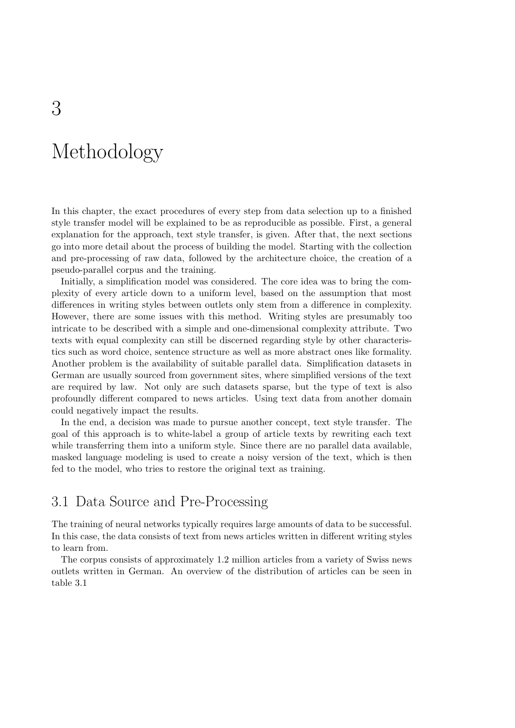# 3 Methodology

In this chapter, the exact procedures of every step from data selection up to a finished style transfer model will be explained to be as reproducible as possible. First, a general explanation for the approach, text style transfer, is given. After that, the next sections go into more detail about the process of building the model. Starting with the collection and pre-processing of raw data, followed by the architecture choice, the creation of a pseudo-parallel corpus and the training.

Initially, a simplification model was considered. The core idea was to bring the complexity of every article down to a uniform level, based on the assumption that most differences in writing styles between outlets only stem from a difference in complexity. However, there are some issues with this method. Writing styles are presumably too intricate to be described with a simple and one-dimensional complexity attribute. Two texts with equal complexity can still be discerned regarding style by other characteristics such as word choice, sentence structure as well as more abstract ones like formality. Another problem is the availability of suitable parallel data. Simplification datasets in German are usually sourced from government sites, where simplified versions of the text are required by law. Not only are such datasets sparse, but the type of text is also profoundly different compared to news articles. Using text data from another domain could negatively impact the results.

In the end, a decision was made to pursue another concept, text style transfer. The goal of this approach is to white-label a group of article texts by rewriting each text while transferring them into a uniform style. Since there are no parallel data available, masked language modeling is used to create a noisy version of the text, which is then fed to the model, who tries to restore the original text as training.

## 3.1 Data Source and Pre-Processing

The training of neural networks typically requires large amounts of data to be successful. In this case, the data consists of text from news articles written in different writing styles to learn from.

The corpus consists of approximately 1.2 million articles from a variety of Swiss news outlets written in German. An overview of the distribution of articles can be seen in table 3.1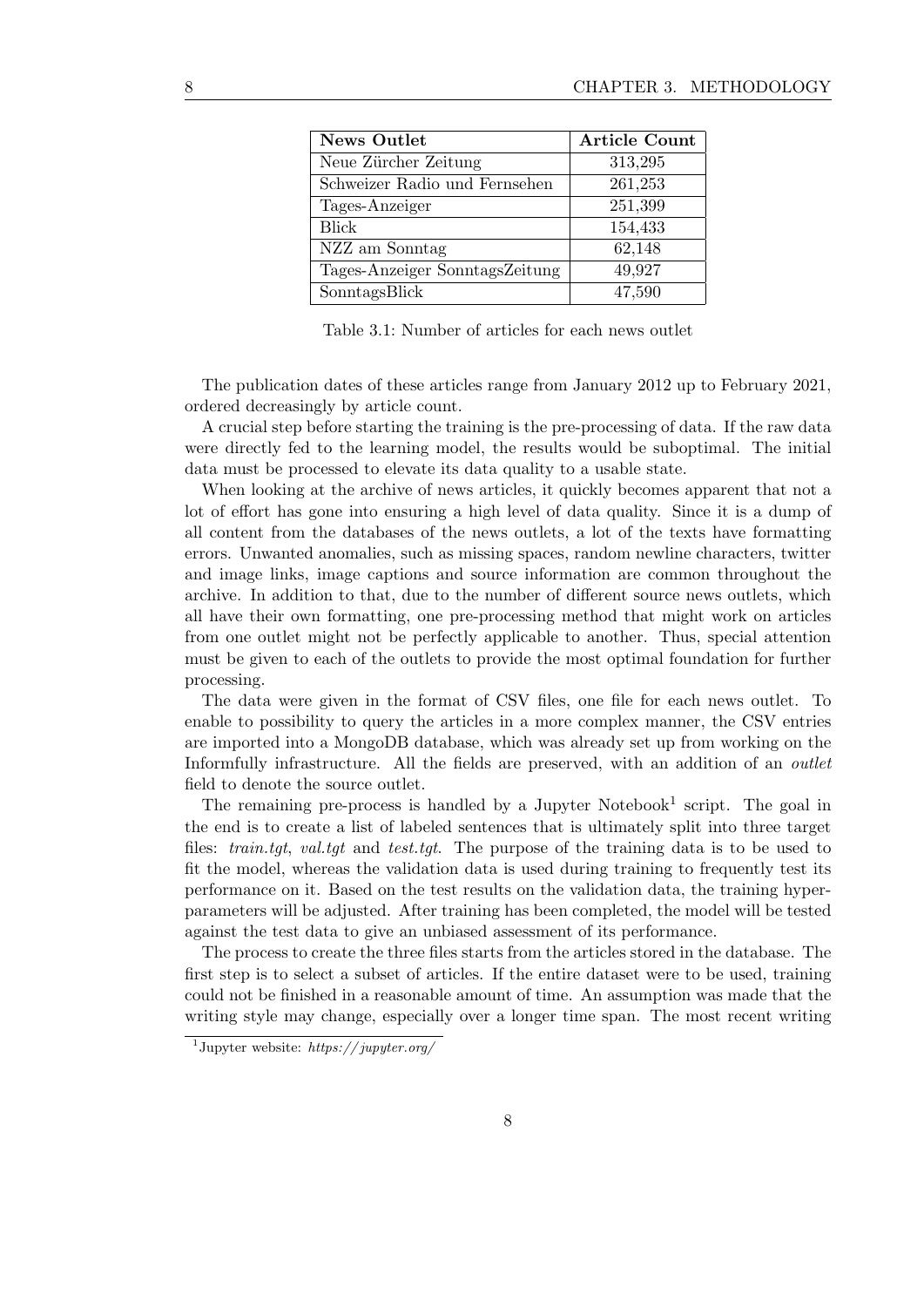| News Outlet | Article Count |
|---|---|
| Neue Zürcher Zeitung | 313,295 |
| Schweizer Radio und Fernsehen | 261,253 |
| Tages-Anzeiger | 251,399 |
| Blick | 154,433 |
| NZZ am Sonntag | 62,148 |
| Tages-Anzeiger SonntagsZeitung | 49,927 |
| SonntagsBlick | 47,590 |

Table 3.1: Number of articles for each news outlet

The publication dates of these articles range from January 2012 up to February 2021, ordered decreasingly by article count.

A crucial step before starting the training is the pre-processing of data. If the raw data were directly fed to the learning model, the results would be suboptimal. The initial data must be processed to elevate its data quality to a usable state.

When looking at the archive of news articles, it quickly becomes apparent that not a lot of effort has gone into ensuring a high level of data quality. Since it is a dump of all content from the databases of the news outlets, a lot of the texts have formatting errors. Unwanted anomalies, such as missing spaces, random newline characters, twitter and image links, image captions and source information are common throughout the archive. In addition to that, due to the number of different source news outlets, which all have their own formatting, one pre-processing method that might work on articles from one outlet might not be perfectly applicable to another. Thus, special attention must be given to each of the outlets to provide the most optimal foundation for further processing.

The data were given in the format of CSV files, one file for each news outlet. To enable to possibility to query the articles in a more complex manner, the CSV entries are imported into a MongoDB database, which was already set up from working on the Informfully infrastructure. All the fields are preserved, with an addition of an *outlet* field to denote the source outlet.

The remaining pre-process is handled by a Jupyter Notebook[1] script. The goal in the end is to create a list of labeled sentences that is ultimately split into three target files: *train.tgt*, *val.tgt* and *test.tgt*. The purpose of the training data is to be used to fit the model, whereas the validation data is used during training to frequently test its performance on it. Based on the test results on the validation data, the training hyper-parameters will be adjusted. After training has been completed, the model will be tested against the test data to give an unbiased assessment of its performance.

The process to create the three files starts from the articles stored in the database. The first step is to select a subset of articles. If the entire dataset were to be used, training could not be finished in a reasonable amount of time. An assumption was made that the writing style may change, especially over a longer time span. The most recent writing

[1] Jupyter website: *https://jupyter.org/*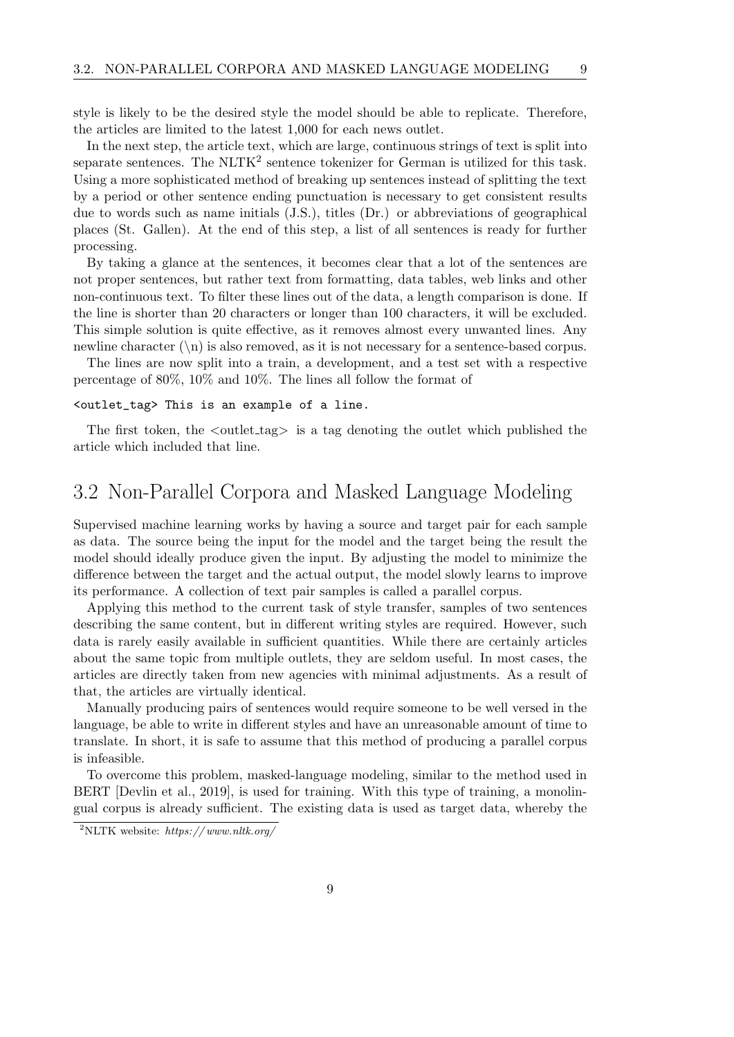style is likely to be the desired style the model should be able to replicate. Therefore, the articles are limited to the latest 1,000 for each news outlet.

In the next step, the article text, which are large, continuous strings of text is split into separate sentences. The NLTK[2] sentence tokenizer for German is utilized for this task. Using a more sophisticated method of breaking up sentences instead of splitting the text by a period or other sentence ending punctuation is necessary to get consistent results due to words such as name initials (J.S.), titles (Dr.) or abbreviations of geographical places (St. Gallen). At the end of this step, a list of all sentences is ready for further processing.

By taking a glance at the sentences, it becomes clear that a lot of the sentences are not proper sentences, but rather text from formatting, data tables, web links and other non-continuous text. To filter these lines out of the data, a length comparison is done. If the line is shorter than 20 characters or longer than 100 characters, it will be excluded. This simple solution is quite effective, as it removes almost every unwanted lines. Any newline character (\n) is also removed, as it is not necessary for a sentence-based corpus.

The lines are now split into a train, a development, and a test set with a respective percentage of 80%, 10% and 10%. The lines all follow the format of

```
<outlet_tag> This is an example of a line.
```

The first token, the <outlet_tag> is a tag denoting the outlet which published the article which included that line.

## 3.2 Non-Parallel Corpora and Masked Language Modeling

Supervised machine learning works by having a source and target pair for each sample as data. The source being the input for the model and the target being the result the model should ideally produce given the input. By adjusting the model to minimize the difference between the target and the actual output, the model slowly learns to improve its performance. A collection of text pair samples is called a parallel corpus.

Applying this method to the current task of style transfer, samples of two sentences describing the same content, but in different writing styles are required. However, such data is rarely easily available in sufficient quantities. While there are certainly articles about the same topic from multiple outlets, they are seldom useful. In most cases, the articles are directly taken from new agencies with minimal adjustments. As a result of that, the articles are virtually identical.

Manually producing pairs of sentences would require someone to be well versed in the language, be able to write in different styles and have an unreasonable amount of time to translate. In short, it is safe to assume that this method of producing a parallel corpus is infeasible.

To overcome this problem, masked-language modeling, similar to the method used in BERT [Devlin et al., 2019], is used for training. With this type of training, a monolingual corpus is already sufficient. The existing data is used as target data, whereby the

[2] NLTK website: *https://www.nltk.org/*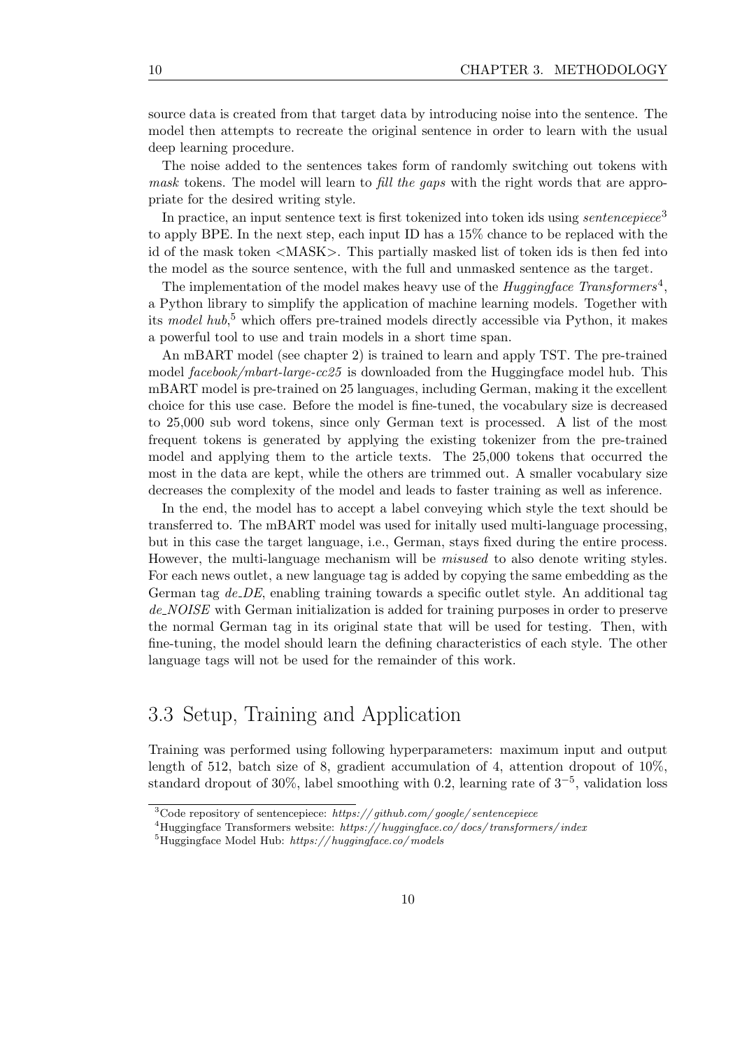source data is created from that target data by introducing noise into the sentence. The model then attempts to recreate the original sentence in order to learn with the usual deep learning procedure.

The noise added to the sentences takes form of randomly switching out tokens with *mask* tokens. The model will learn to *fill the gaps* with the right words that are appropriate for the desired writing style.

In practice, an input sentence text is first tokenized into token ids using *sentencepiece*[3] to apply BPE. In the next step, each input ID has a 15% chance to be replaced with the id of the mask token <MASK>. This partially masked list of token ids is then fed into the model as the source sentence, with the full and unmasked sentence as the target.

The implementation of the model makes heavy use of the *Huggingface Transformers*[4], a Python library to simplify the application of machine learning models. Together with its *model hub*,[5] which offers pre-trained models directly accessible via Python, it makes a powerful tool to use and train models in a short time span.

An mBART model (see chapter 2) is trained to learn and apply TST. The pre-trained model *facebook/mbart-large-cc25* is downloaded from the Huggingface model hub. This mBART model is pre-trained on 25 languages, including German, making it the excellent choice for this use case. Before the model is fine-tuned, the vocabulary size is decreased to 25,000 sub word tokens, since only German text is processed. A list of the most frequent tokens is generated by applying the existing tokenizer from the pre-trained model and applying them to the article texts. The 25,000 tokens that occurred the most in the data are kept, while the others are trimmed out. A smaller vocabulary size decreases the complexity of the model and leads to faster training as well as inference.

In the end, the model has to accept a label conveying which style the text should be transferred to. The mBART model was used for initally used multi-language processing, but in this case the target language, i.e., German, stays fixed during the entire process. However, the multi-language mechanism will be *misused* to also denote writing styles. For each news outlet, a new language tag is added by copying the same embedding as the German tag *de_DE*, enabling training towards a specific outlet style. An additional tag *de_NOISE* with German initialization is added for training purposes in order to preserve the normal German tag in its original state that will be used for testing. Then, with fine-tuning, the model should learn the defining characteristics of each style. The other language tags will not be used for the remainder of this work.

## 3.3 Setup, Training and Application

Training was performed using following hyperparameters: maximum input and output length of 512, batch size of 8, gradient accumulation of 4, attention dropout of 10%, standard dropout of 30%, label smoothing with 0.2, learning rate of $3^{-5}$, validation loss

[3] Code repository of sentencepiece: *https://github.com/google/sentencepiece*

[4] Huggingface Transformers website: *https://huggingface.co/docs/transformers/index*

[5] Huggingface Model Hub: *https://huggingface.co/models*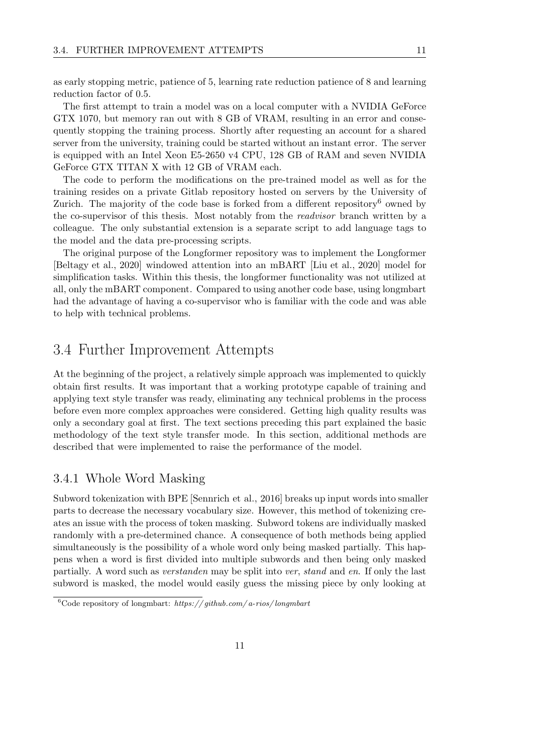as early stopping metric, patience of 5, learning rate reduction patience of 8 and learning reduction factor of 0.5.

The first attempt to train a model was on a local computer with a NVIDIA GeForce GTX 1070, but memory ran out with 8 GB of VRAM, resulting in an error and consequently stopping the training process. Shortly after requesting an account for a shared server from the university, training could be started without an instant error. The server is equipped with an Intel Xeon E5-2650 v4 CPU, 128 GB of RAM and seven NVIDIA GeForce GTX TITAN X with 12 GB of VRAM each.

The code to perform the modifications on the pre-trained model as well as for the training resides on a private Gitlab repository hosted on servers by the University of Zurich. The majority of the code base is forked from a different repository[6] owned by the co-supervisor of this thesis. Most notably from the *readvisor* branch written by a colleague. The only substantial extension is a separate script to add language tags to the model and the data pre-processing scripts.

The original purpose of the Longformer repository was to implement the Longformer [Beltagy et al., 2020] windowed attention into an mBART [Liu et al., 2020] model for simplification tasks. Within this thesis, the longformer functionality was not utilized at all, only the mBART component. Compared to using another code base, using longmbart had the advantage of having a co-supervisor who is familiar with the code and was able to help with technical problems.

## 3.4 Further Improvement Attempts

At the beginning of the project, a relatively simple approach was implemented to quickly obtain first results. It was important that a working prototype capable of training and applying text style transfer was ready, eliminating any technical problems in the process before even more complex approaches were considered. Getting high quality results was only a secondary goal at first. The text sections preceding this part explained the basic methodology of the text style transfer mode. In this section, additional methods are described that were implemented to raise the performance of the model.

### 3.4.1 Whole Word Masking

Subword tokenization with BPE [Sennrich et al., 2016] breaks up input words into smaller parts to decrease the necessary vocabulary size. However, this method of tokenizing creates an issue with the process of token masking. Subword tokens are individually masked randomly with a pre-determined chance. A consequence of both methods being applied simultaneously is the possibility of a whole word only being masked partially. This happens when a word is first divided into multiple subwords and then being only masked partially. A word such as *verstanden* may be split into *ver*, *stand* and *en*. If only the last subword is masked, the model would easily guess the missing piece by only looking at

---

[6] Code repository of longmbart: *https://github.com/a-rios/longmbart*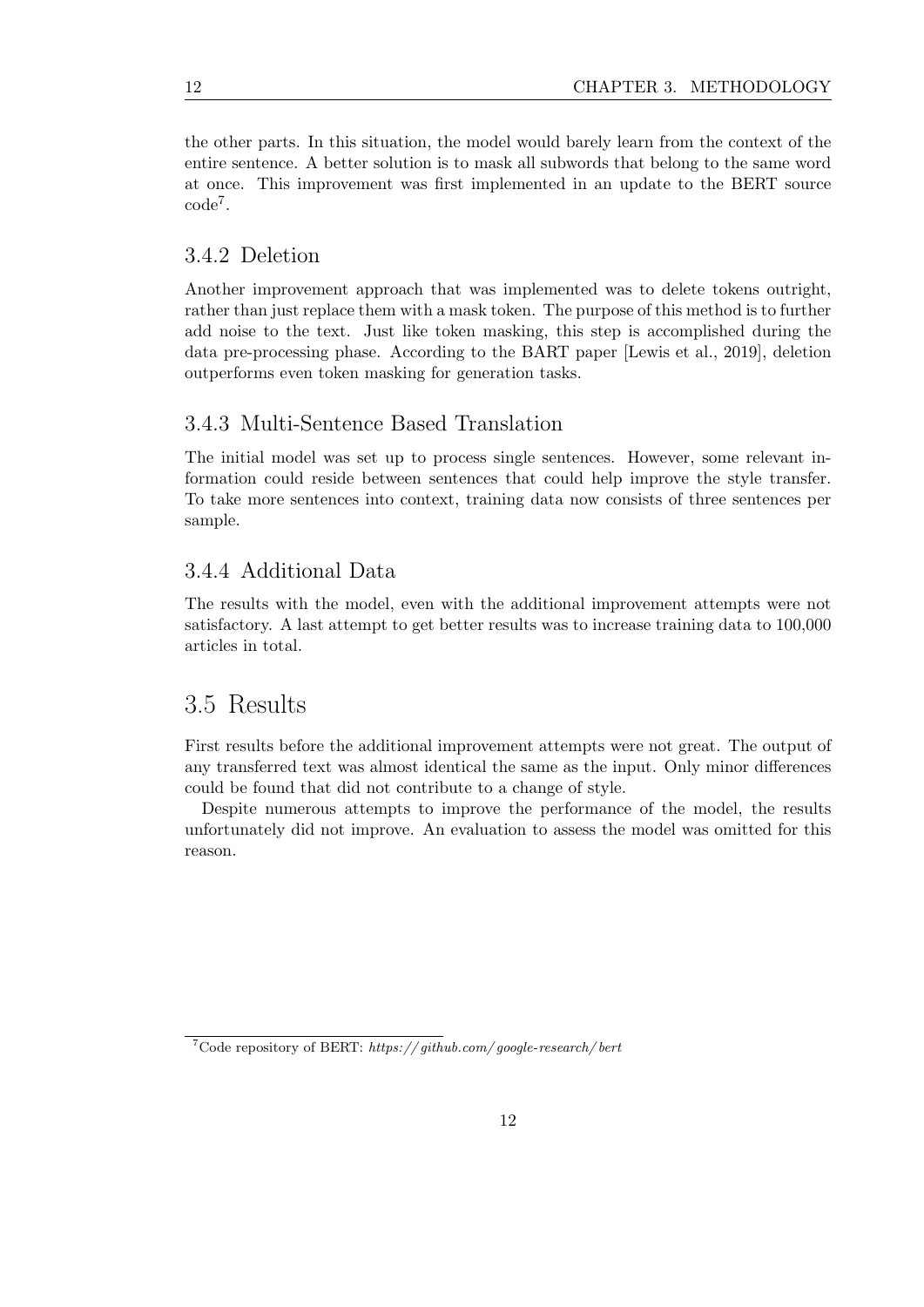the other parts. In this situation, the model would barely learn from the context of the entire sentence. A better solution is to mask all subwords that belong to the same word at once. This improvement was first implemented in an update to the BERT source code[7].

### 3.4.2 Deletion

Another improvement approach that was implemented was to delete tokens outright, rather than just replace them with a mask token. The purpose of this method is to further add noise to the text. Just like token masking, this step is accomplished during the data pre-processing phase. According to the BART paper [Lewis et al., 2019], deletion outperforms even token masking for generation tasks.

### 3.4.3 Multi-Sentence Based Translation

The initial model was set up to process single sentences. However, some relevant information could reside between sentences that could help improve the style transfer. To take more sentences into context, training data now consists of three sentences per sample.

### 3.4.4 Additional Data

The results with the model, even with the additional improvement attempts were not satisfactory. A last attempt to get better results was to increase training data to 100,000 articles in total.

## 3.5 Results

First results before the additional improvement attempts were not great. The output of any transferred text was almost identical the same as the input. Only minor differences could be found that did not contribute to a change of style.

Despite numerous attempts to improve the performance of the model, the results unfortunately did not improve. An evaluation to assess the model was omitted for this reason.

[7] Code repository of BERT: *https://github.com/google-research/bert*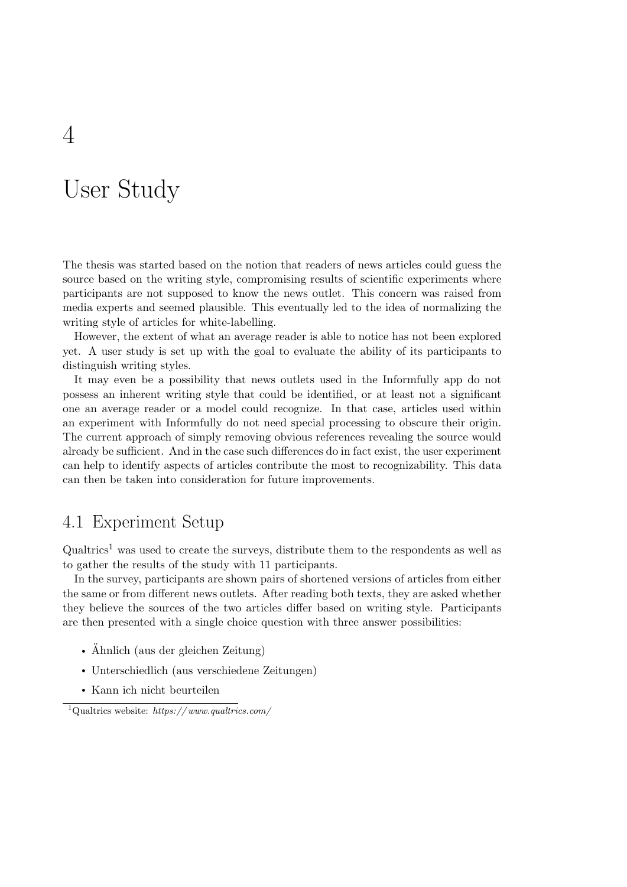# 4 User Study

The thesis was started based on the notion that readers of news articles could guess the source based on the writing style, compromising results of scientific experiments where participants are not supposed to know the news outlet. This concern was raised from media experts and seemed plausible. This eventually led to the idea of normalizing the writing style of articles for white-labelling.

However, the extent of what an average reader is able to notice has not been explored yet. A user study is set up with the goal to evaluate the ability of its participants to distinguish writing styles.

It may even be a possibility that news outlets used in the Informfully app do not possess an inherent writing style that could be identified, or at least not a significant one an average reader or a model could recognize. In that case, articles used within an experiment with Informfully do not need special processing to obscure their origin. The current approach of simply removing obvious references revealing the source would already be sufficient. And in the case such differences do in fact exist, the user experiment can help to identify aspects of articles contribute the most to recognizability. This data can then be taken into consideration for future improvements.

## 4.1 Experiment Setup

Qualtrics[1] was used to create the surveys, distribute them to the respondents as well as to gather the results of the study with 11 participants.

In the survey, participants are shown pairs of shortened versions of articles from either the same or from different news outlets. After reading both texts, they are asked whether they believe the sources of the two articles differ based on writing style. Participants are then presented with a single choice question with three answer possibilities:

- Ähnlich (aus der gleichen Zeitung)
- Unterschiedlich (aus verschiedene Zeitungen)
- Kann ich nicht beurteilen

[1] Qualtrics website: *https://www.qualtrics.com/*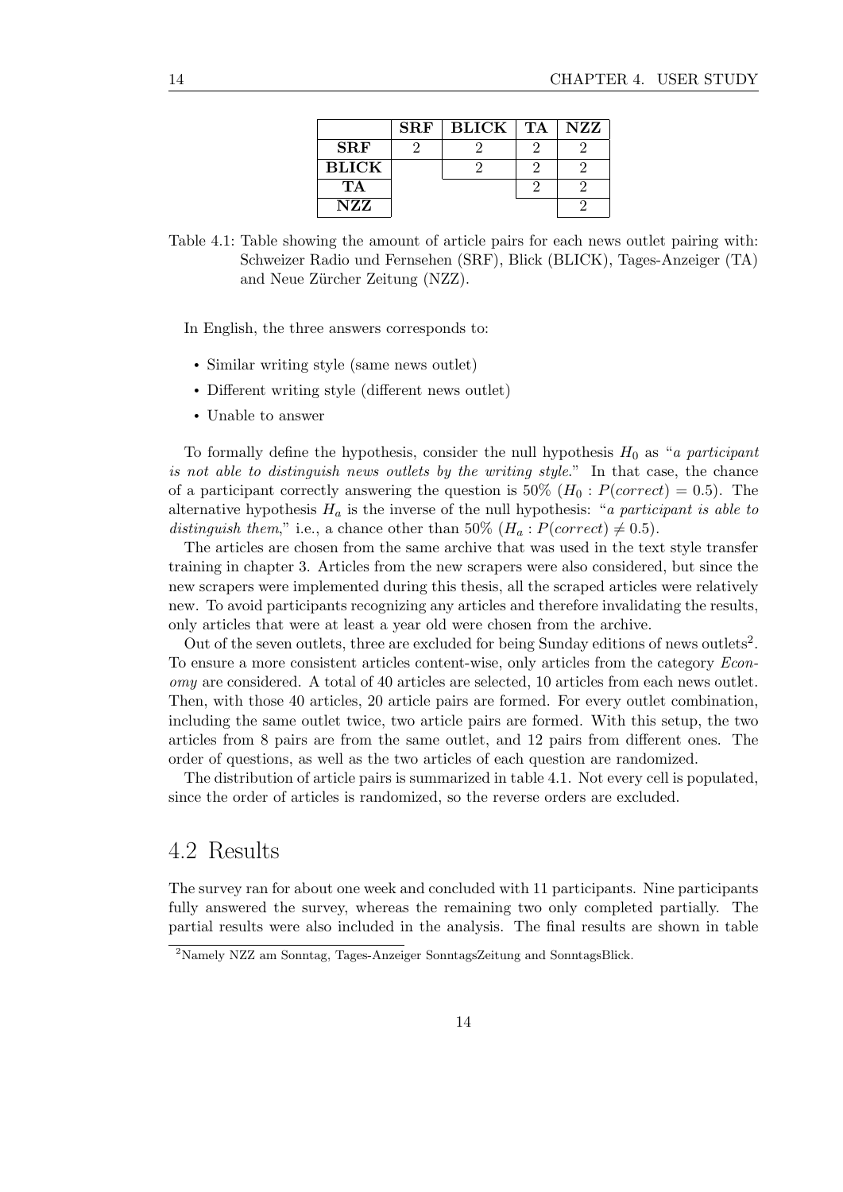|  | **SRF** | **BLICK** | **TA** | **NZZ** |
|---|---|---|---|---|
| **SRF** | 2 | 2 | 2 | 2 |
| **BLICK** |  | 2 | 2 | 2 |
| **TA** |  |  | 2 | 2 |
| **NZZ** |  |  |  | 2 |

Table 4.1: Table showing the amount of article pairs for each news outlet pairing with: Schweizer Radio und Fernsehen (SRF), Blick (BLICK), Tages-Anzeiger (TA) and Neue Zürcher Zeitung (NZZ).

In English, the three answers corresponds to:

- Similar writing style (same news outlet)
- Different writing style (different news outlet)
- Unable to answer

To formally define the hypothesis, consider the null hypothesis $H_0$ as "*a participant is not able to distinguish news outlets by the writing style.*" In that case, the chance of a participant correctly answering the question is 50% ($H_0 : P(correct) = 0.5$). The alternative hypothesis $H_a$ is the inverse of the null hypothesis: "*a participant is able to distinguish them,*" i.e., a chance other than 50% ($H_a : P(correct) \neq 0.5$).

The articles are chosen from the same archive that was used in the text style transfer training in chapter 3. Articles from the new scrapers were also considered, but since the new scrapers were implemented during this thesis, all the scraped articles were relatively new. To avoid participants recognizing any articles and therefore invalidating the results, only articles that were at least a year old were chosen from the archive.

Out of the seven outlets, three are excluded for being Sunday editions of news outlets[2]. To ensure a more consistent articles content-wise, only articles from the category *Economy* are considered. A total of 40 articles are selected, 10 articles from each news outlet. Then, with those 40 articles, 20 article pairs are formed. For every outlet combination, including the same outlet twice, two article pairs are formed. With this setup, the two articles from 8 pairs are from the same outlet, and 12 pairs from different ones. The order of questions, as well as the two articles of each question are randomized.

The distribution of article pairs is summarized in table 4.1. Not every cell is populated, since the order of articles is randomized, so the reverse orders are excluded.

## 4.2 Results

The survey ran for about one week and concluded with 11 participants. Nine participants fully answered the survey, whereas the remaining two only completed partially. The partial results were also included in the analysis. The final results are shown in table

[2] Namely NZZ am Sonntag, Tages-Anzeiger SonntagsZeitung and SonntagsBlick.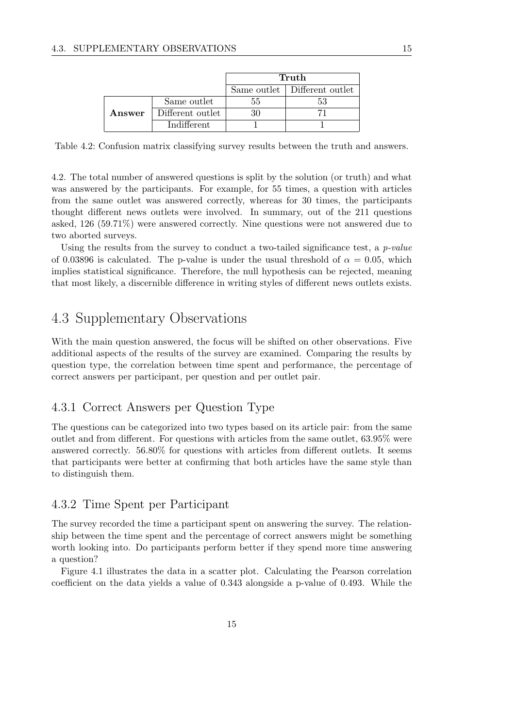| | | Truth | |
|---|---|---|---|
| | | Same outlet | Different outlet |
| **Answer** | Same outlet | 55 | 53 |
| | Different outlet | 30 | 71 |
| | Indifferent | 1 | 1 |

Table 4.2: Confusion matrix classifying survey results between the truth and answers.

4.2. The total number of answered questions is split by the solution (or truth) and what was answered by the participants. For example, for 55 times, a question with articles from the same outlet was answered correctly, whereas for 30 times, the participants thought different news outlets were involved. In summary, out of the 211 questions asked, 126 (59.71%) were answered correctly. Nine questions were not answered due to two aborted surveys.

Using the results from the survey to conduct a two-tailed significance test, a *p-value* of 0.03896 is calculated. The p-value is under the usual threshold of $\alpha = 0.05$, which implies statistical significance. Therefore, the null hypothesis can be rejected, meaning that most likely, a discernible difference in writing styles of different news outlets exists.

## 4.3 Supplementary Observations

With the main question answered, the focus will be shifted on other observations. Five additional aspects of the results of the survey are examined. Comparing the results by question type, the correlation between time spent and performance, the percentage of correct answers per participant, per question and per outlet pair.

### 4.3.1 Correct Answers per Question Type

The questions can be categorized into two types based on its article pair: from the same outlet and from different. For questions with articles from the same outlet, 63.95% were answered correctly. 56.80% for questions with articles from different outlets. It seems that participants were better at confirming that both articles have the same style than to distinguish them.

### 4.3.2 Time Spent per Participant

The survey recorded the time a participant spent on answering the survey. The relationship between the time spent and the percentage of correct answers might be something worth looking into. Do participants perform better if they spend more time answering a question?

Figure 4.1 illustrates the data in a scatter plot. Calculating the Pearson correlation coefficient on the data yields a value of 0.343 alongside a p-value of 0.493. While the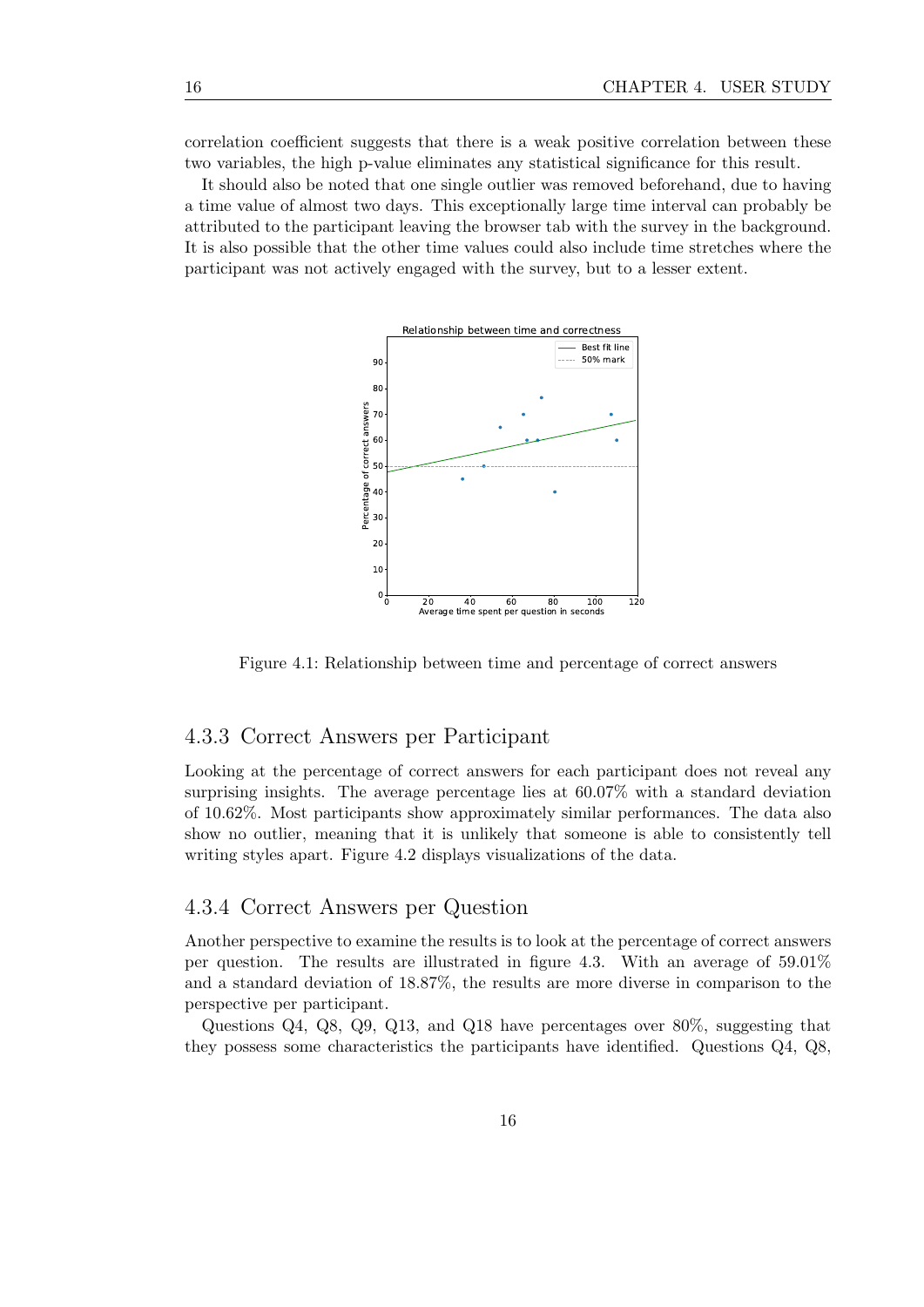correlation coefficient suggests that there is a weak positive correlation between these two variables, the high p-value eliminates any statistical significance for this result.

It should also be noted that one single outlier was removed beforehand, due to having a time value of almost two days. This exceptionally large time interval can probably be attributed to the participant leaving the browser tab with the survey in the background. It is also possible that the other time values could also include time stretches where the participant was not actively engaged with the survey, but to a lesser extent.

Figure 4.1: Relationship between time and percentage of correct answers

## 4.3.3 Correct Answers per Participant

Looking at the percentage of correct answers for each participant does not reveal any surprising insights. The average percentage lies at 60.07% with a standard deviation of 10.62%. Most participants show approximately similar performances. The data also show no outlier, meaning that it is unlikely that someone is able to consistently tell writing styles apart. Figure 4.2 displays visualizations of the data.

## 4.3.4 Correct Answers per Question

Another perspective to examine the results is to look at the percentage of correct answers per question. The results are illustrated in figure 4.3. With an average of 59.01% and a standard deviation of 18.87%, the results are more diverse in comparison to the perspective per participant.

Questions Q4, Q8, Q9, Q13, and Q18 have percentages over 80%, suggesting that they possess some characteristics the participants have identified. Questions Q4, Q8,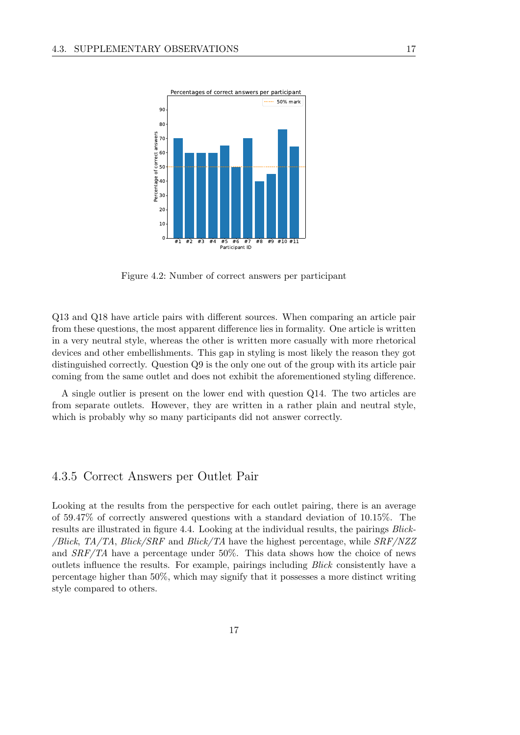Figure 4.2: Number of correct answers per participant

Q13 and Q18 have article pairs with different sources. When comparing an article pair from these questions, the most apparent difference lies in formality. One article is written in a very neutral style, whereas the other is written more casually with more rhetorical devices and other embellishments. This gap in styling is most likely the reason they got distinguished correctly. Question Q9 is the only one out of the group with its article pair coming from the same outlet and does not exhibit the aforementioned styling difference.

A single outlier is present on the lower end with question Q14. The two articles are from separate outlets. However, they are written in a rather plain and neutral style, which is probably why so many participants did not answer correctly.

### 4.3.5 Correct Answers per Outlet Pair

Looking at the results from the perspective for each outlet pairing, there is an average of 59.47% of correctly answered questions with a standard deviation of 10.15%. The results are illustrated in figure 4.4. Looking at the individual results, the pairings *Blick-/Blick*, *TA/TA*, *Blick/SRF* and *Blick/TA* have the highest percentage, while *SRF/NZZ* and *SRF/TA* have a percentage under 50%. This data shows how the choice of news outlets influence the results. For example, pairings including *Blick* consistently have a percentage higher than 50%, which may signify that it possesses a more distinct writing style compared to others.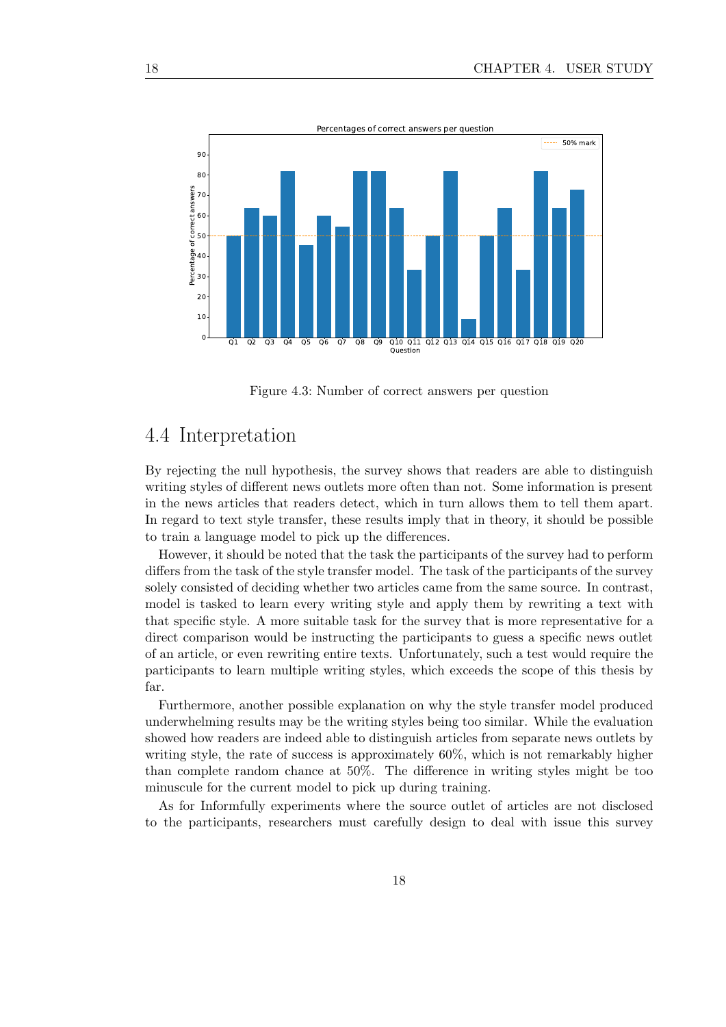Figure 4.3: Number of correct answers per question

## 4.4 Interpretation

By rejecting the null hypothesis, the survey shows that readers are able to distinguish writing styles of different news outlets more often than not. Some information is present in the news articles that readers detect, which in turn allows them to tell them apart. In regard to text style transfer, these results imply that in theory, it should be possible to train a language model to pick up the differences.

However, it should be noted that the task the participants of the survey had to perform differs from the task of the style transfer model. The task of the participants of the survey solely consisted of deciding whether two articles came from the same source. In contrast, model is tasked to learn every writing style and apply them by rewriting a text with that specific style. A more suitable task for the survey that is more representative for a direct comparison would be instructing the participants to guess a specific news outlet of an article, or even rewriting entire texts. Unfortunately, such a test would require the participants to learn multiple writing styles, which exceeds the scope of this thesis by far.

Furthermore, another possible explanation on why the style transfer model produced underwhelming results may be the writing styles being too similar. While the evaluation showed how readers are indeed able to distinguish articles from separate news outlets by writing style, the rate of success is approximately 60%, which is not remarkably higher than complete random chance at 50%. The difference in writing styles might be too minuscule for the current model to pick up during training.

As for Informfully experiments where the source outlet of articles are not disclosed to the participants, researchers must carefully design to deal with issue this survey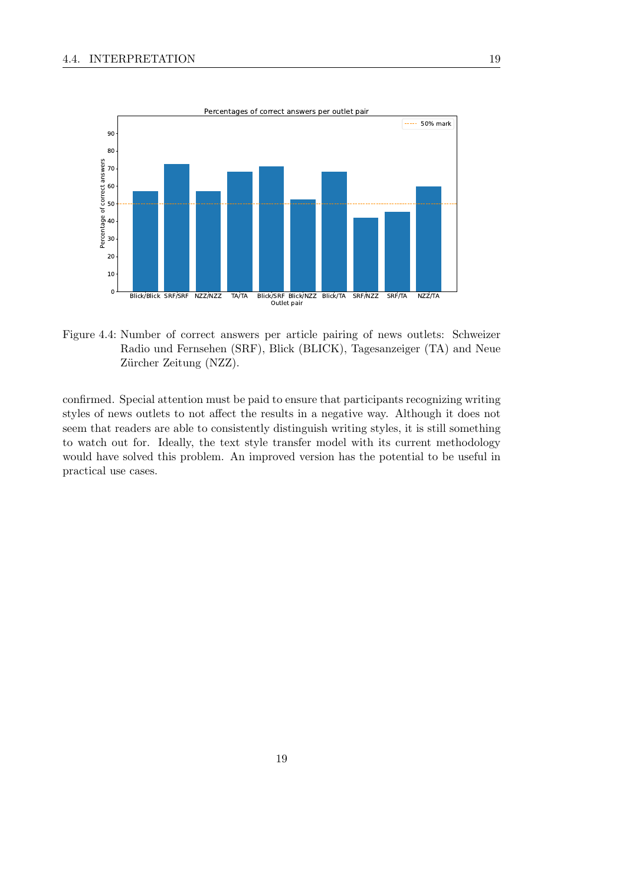Figure 4.4: Number of correct answers per article pairing of news outlets: Schweizer Radio und Fernsehen (SRF), Blick (BLICK), Tagesanzeiger (TA) and Neue Zürcher Zeitung (NZZ).

confirmed. Special attention must be paid to ensure that participants recognizing writing styles of news outlets to not affect the results in a negative way. Although it does not seem that readers are able to consistently distinguish writing styles, it is still something to watch out for. Ideally, the text style transfer model with its current methodology would have solved this problem. An improved version has the potential to be useful in practical use cases.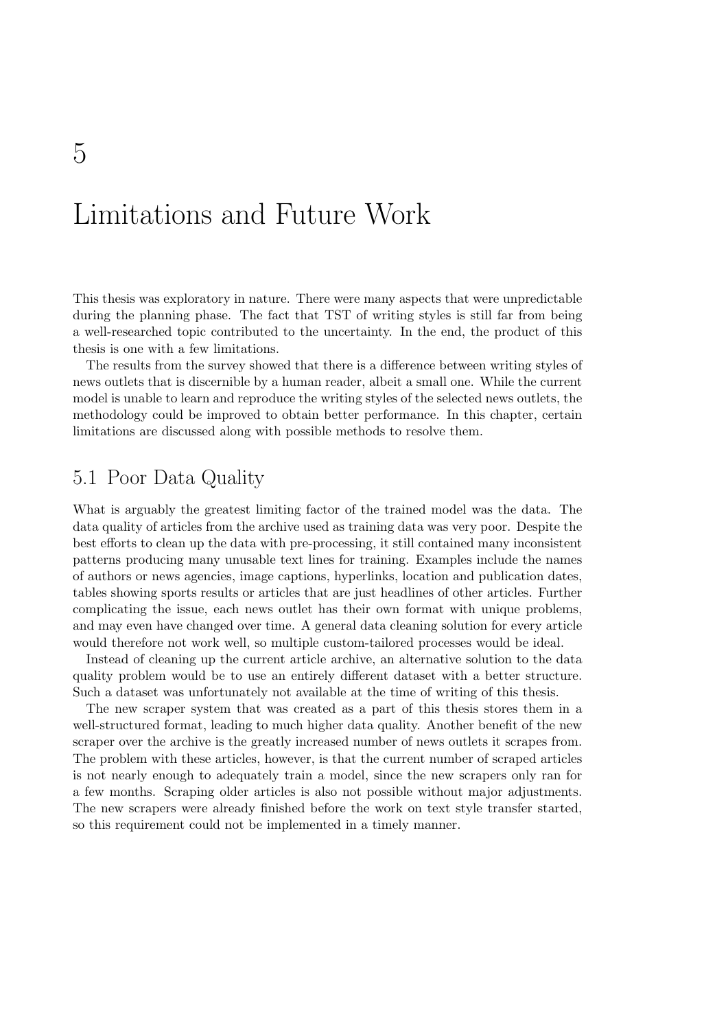# 5 Limitations and Future Work

This thesis was exploratory in nature. There were many aspects that were unpredictable during the planning phase. The fact that TST of writing styles is still far from being a well-researched topic contributed to the uncertainty. In the end, the product of this thesis is one with a few limitations.

The results from the survey showed that there is a difference between writing styles of news outlets that is discernible by a human reader, albeit a small one. While the current model is unable to learn and reproduce the writing styles of the selected news outlets, the methodology could be improved to obtain better performance. In this chapter, certain limitations are discussed along with possible methods to resolve them.

## 5.1 Poor Data Quality

What is arguably the greatest limiting factor of the trained model was the data. The data quality of articles from the archive used as training data was very poor. Despite the best efforts to clean up the data with pre-processing, it still contained many inconsistent patterns producing many unusable text lines for training. Examples include the names of authors or news agencies, image captions, hyperlinks, location and publication dates, tables showing sports results or articles that are just headlines of other articles. Further complicating the issue, each news outlet has their own format with unique problems, and may even have changed over time. A general data cleaning solution for every article would therefore not work well, so multiple custom-tailored processes would be ideal.

Instead of cleaning up the current article archive, an alternative solution to the data quality problem would be to use an entirely different dataset with a better structure. Such a dataset was unfortunately not available at the time of writing of this thesis.

The new scraper system that was created as a part of this thesis stores them in a well-structured format, leading to much higher data quality. Another benefit of the new scraper over the archive is the greatly increased number of news outlets it scrapes from. The problem with these articles, however, is that the current number of scraped articles is not nearly enough to adequately train a model, since the new scrapers only ran for a few months. Scraping older articles is also not possible without major adjustments. The new scrapers were already finished before the work on text style transfer started, so this requirement could not be implemented in a timely manner.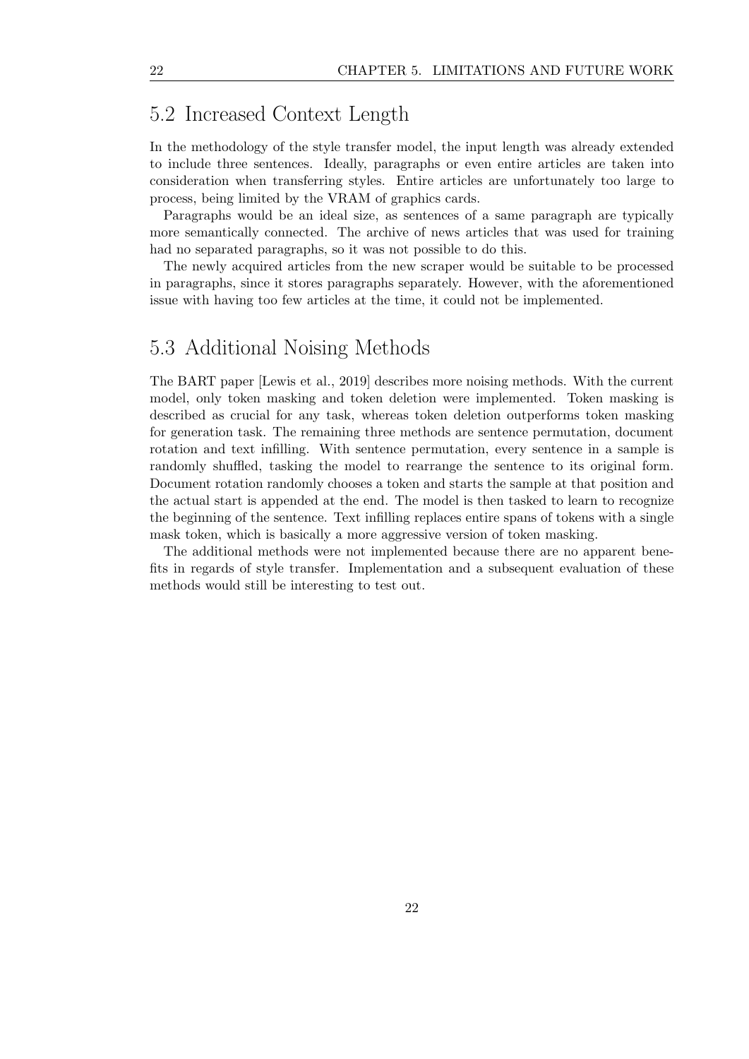## 5.2 Increased Context Length

In the methodology of the style transfer model, the input length was already extended to include three sentences. Ideally, paragraphs or even entire articles are taken into consideration when transferring styles. Entire articles are unfortunately too large to process, being limited by the VRAM of graphics cards.

Paragraphs would be an ideal size, as sentences of a same paragraph are typically more semantically connected. The archive of news articles that was used for training had no separated paragraphs, so it was not possible to do this.

The newly acquired articles from the new scraper would be suitable to be processed in paragraphs, since it stores paragraphs separately. However, with the aforementioned issue with having too few articles at the time, it could not be implemented.

## 5.3 Additional Noising Methods

The BART paper [Lewis et al., 2019] describes more noising methods. With the current model, only token masking and token deletion were implemented. Token masking is described as crucial for any task, whereas token deletion outperforms token masking for generation task. The remaining three methods are sentence permutation, document rotation and text infilling. With sentence permutation, every sentence in a sample is randomly shuffled, tasking the model to rearrange the sentence to its original form. Document rotation randomly chooses a token and starts the sample at that position and the actual start is appended at the end. The model is then tasked to learn to recognize the beginning of the sentence. Text infilling replaces entire spans of tokens with a single mask token, which is basically a more aggressive version of token masking.

The additional methods were not implemented because there are no apparent benefits in regards of style transfer. Implementation and a subsequent evaluation of these methods would still be interesting to test out.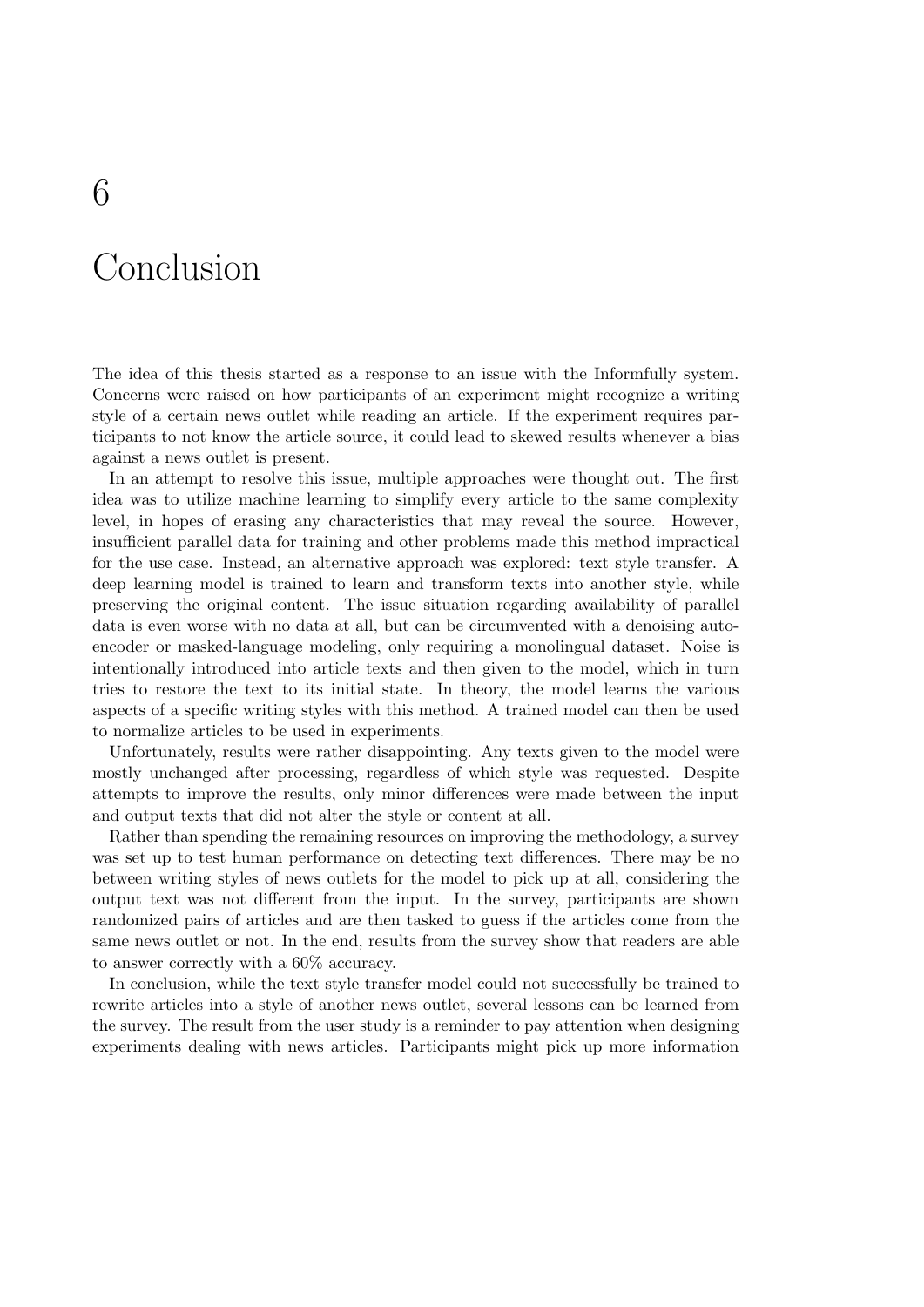# 6 Conclusion

The idea of this thesis started as a response to an issue with the Informfully system. Concerns were raised on how participants of an experiment might recognize a writing style of a certain news outlet while reading an article. If the experiment requires participants to not know the article source, it could lead to skewed results whenever a bias against a news outlet is present.

In an attempt to resolve this issue, multiple approaches were thought out. The first idea was to utilize machine learning to simplify every article to the same complexity level, in hopes of erasing any characteristics that may reveal the source. However, insufficient parallel data for training and other problems made this method impractical for the use case. Instead, an alternative approach was explored: text style transfer. A deep learning model is trained to learn and transform texts into another style, while preserving the original content. The issue situation regarding availability of parallel data is even worse with no data at all, but can be circumvented with a denoising autoencoder or masked-language modeling, only requiring a monolingual dataset. Noise is intentionally introduced into article texts and then given to the model, which in turn tries to restore the text to its initial state. In theory, the model learns the various aspects of a specific writing styles with this method. A trained model can then be used to normalize articles to be used in experiments.

Unfortunately, results were rather disappointing. Any texts given to the model were mostly unchanged after processing, regardless of which style was requested. Despite attempts to improve the results, only minor differences were made between the input and output texts that did not alter the style or content at all.

Rather than spending the remaining resources on improving the methodology, a survey was set up to test human performance on detecting text differences. There may be no between writing styles of news outlets for the model to pick up at all, considering the output text was not different from the input. In the survey, participants are shown randomized pairs of articles and are then tasked to guess if the articles come from the same news outlet or not. In the end, results from the survey show that readers are able to answer correctly with a 60% accuracy.

In conclusion, while the text style transfer model could not successfully be trained to rewrite articles into a style of another news outlet, several lessons can be learned from the survey. The result from the user study is a reminder to pay attention when designing experiments dealing with news articles. Participants might pick up more information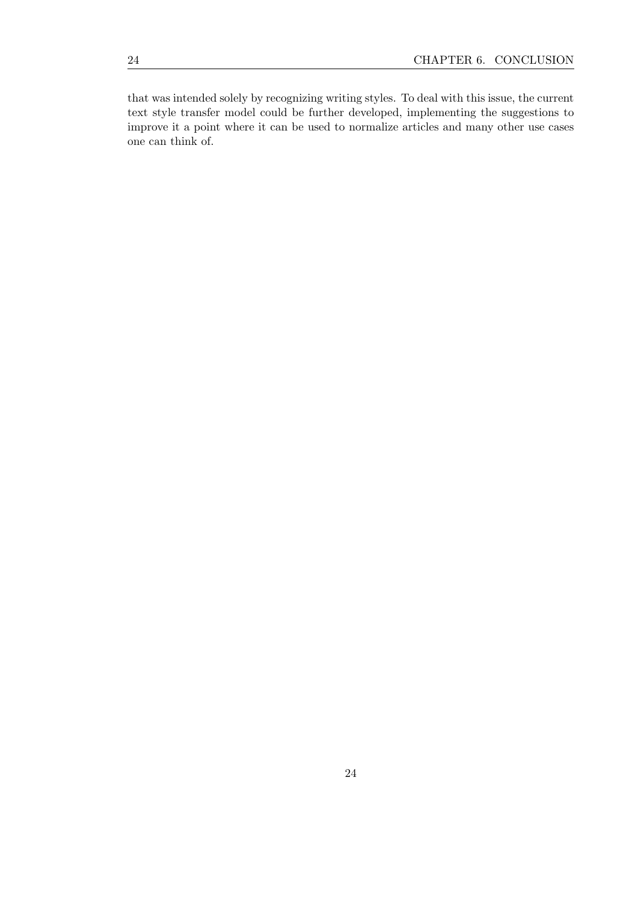that was intended solely by recognizing writing styles. To deal with this issue, the current text style transfer model could be further developed, implementing the suggestions to improve it a point where it can be used to normalize articles and many other use cases one can think of.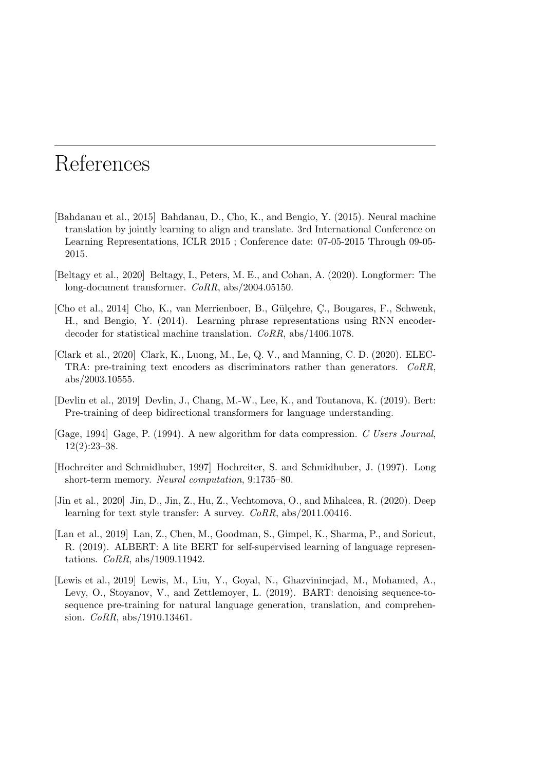# References

[Bahdanau et al., 2015] Bahdanau, D., Cho, K., and Bengio, Y. (2015). Neural machine translation by jointly learning to align and translate. 3rd International Conference on Learning Representations, ICLR 2015 ; Conference date: 07-05-2015 Through 09-05-2015.

[Beltagy et al., 2020] Beltagy, I., Peters, M. E., and Cohan, A. (2020). Longformer: The long-document transformer. *CoRR*, abs/2004.05150.

[Cho et al., 2014] Cho, K., van Merrienboer, B., Gülçehre, Ç., Bougares, F., Schwenk, H., and Bengio, Y. (2014). Learning phrase representations using RNN encoder-decoder for statistical machine translation. *CoRR*, abs/1406.1078.

[Clark et al., 2020] Clark, K., Luong, M., Le, Q. V., and Manning, C. D. (2020). ELECTRA: pre-training text encoders as discriminators rather than generators. *CoRR*, abs/2003.10555.

[Devlin et al., 2019] Devlin, J., Chang, M.-W., Lee, K., and Toutanova, K. (2019). Bert: Pre-training of deep bidirectional transformers for language understanding.

[Gage, 1994] Gage, P. (1994). A new algorithm for data compression. *C Users Journal*, 12(2):23–38.

[Hochreiter and Schmidhuber, 1997] Hochreiter, S. and Schmidhuber, J. (1997). Long short-term memory. *Neural computation*, 9:1735–80.

[Jin et al., 2020] Jin, D., Jin, Z., Hu, Z., Vechtomova, O., and Mihalcea, R. (2020). Deep learning for text style transfer: A survey. *CoRR*, abs/2011.00416.

[Lan et al., 2019] Lan, Z., Chen, M., Goodman, S., Gimpel, K., Sharma, P., and Soricut, R. (2019). ALBERT: A lite BERT for self-supervised learning of language representations. *CoRR*, abs/1909.11942.

[Lewis et al., 2019] Lewis, M., Liu, Y., Goyal, N., Ghazvininejad, M., Mohamed, A., Levy, O., Stoyanov, V., and Zettlemoyer, L. (2019). BART: denoising sequence-to-sequence pre-training for natural language generation, translation, and comprehension. *CoRR*, abs/1910.13461.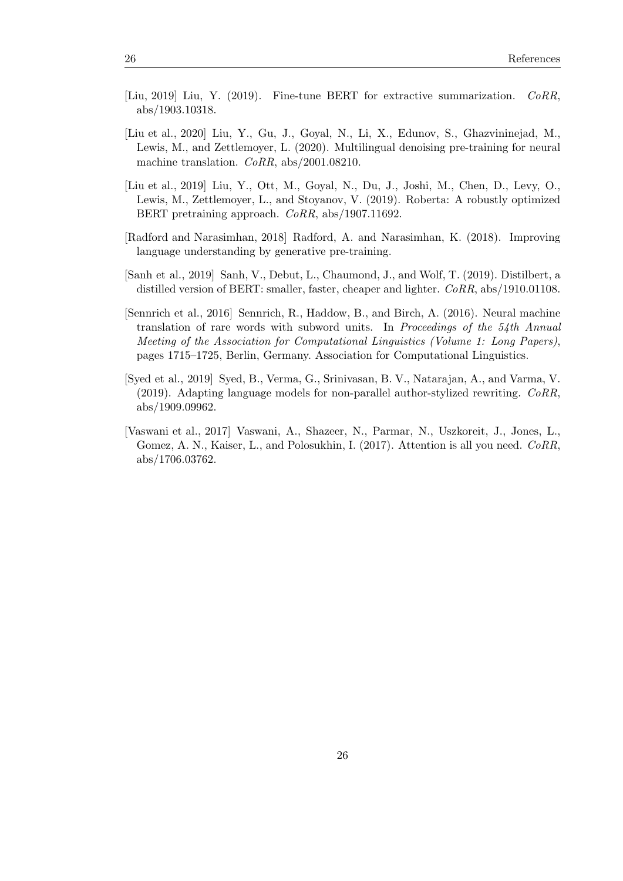[Liu, 2019] Liu, Y. (2019). Fine-tune BERT for extractive summarization. *CoRR*, abs/1903.10318.

[Liu et al., 2020] Liu, Y., Gu, J., Goyal, N., Li, X., Edunov, S., Ghazvininejad, M., Lewis, M., and Zettlemoyer, L. (2020). Multilingual denoising pre-training for neural machine translation. *CoRR*, abs/2001.08210.

[Liu et al., 2019] Liu, Y., Ott, M., Goyal, N., Du, J., Joshi, M., Chen, D., Levy, O., Lewis, M., Zettlemoyer, L., and Stoyanov, V. (2019). Roberta: A robustly optimized BERT pretraining approach. *CoRR*, abs/1907.11692.

[Radford and Narasimhan, 2018] Radford, A. and Narasimhan, K. (2018). Improving language understanding by generative pre-training.

[Sanh et al., 2019] Sanh, V., Debut, L., Chaumond, J., and Wolf, T. (2019). Distilbert, a distilled version of BERT: smaller, faster, cheaper and lighter. *CoRR*, abs/1910.01108.

[Sennrich et al., 2016] Sennrich, R., Haddow, B., and Birch, A. (2016). Neural machine translation of rare words with subword units. In *Proceedings of the 54th Annual Meeting of the Association for Computational Linguistics (Volume 1: Long Papers)*, pages 1715–1725, Berlin, Germany. Association for Computational Linguistics.

[Syed et al., 2019] Syed, B., Verma, G., Srinivasan, B. V., Natarajan, A., and Varma, V. (2019). Adapting language models for non-parallel author-stylized rewriting. *CoRR*, abs/1909.09962.

[Vaswani et al., 2017] Vaswani, A., Shazeer, N., Parmar, N., Uszkoreit, J., Jones, L., Gomez, A. N., Kaiser, L., and Polosukhin, I. (2017). Attention is all you need. *CoRR*, abs/1706.03762.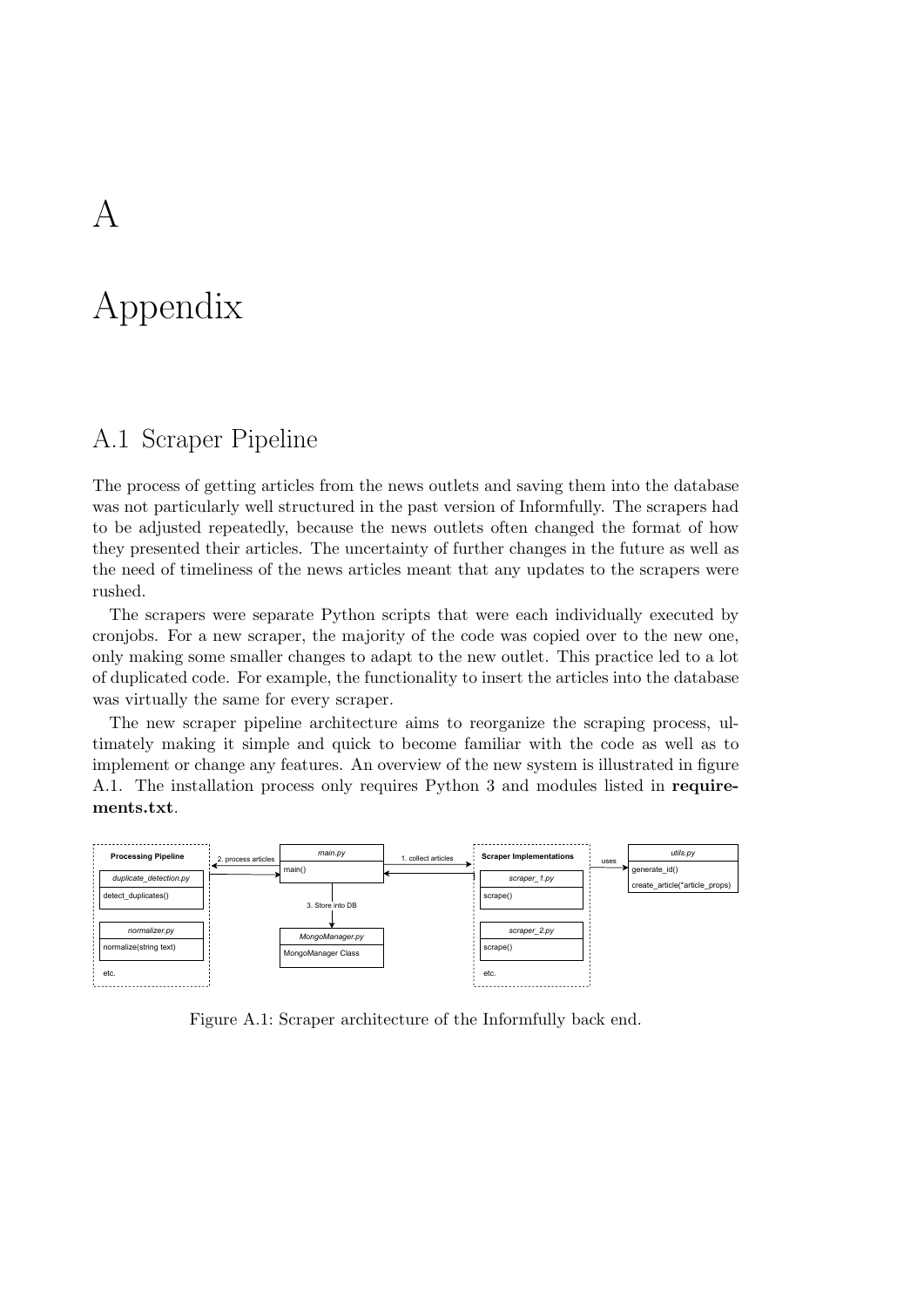# A

# Appendix

## A.1 Scraper Pipeline

The process of getting articles from the news outlets and saving them into the database was not particularly well structured in the past version of Informfully. The scrapers had to be adjusted repeatedly, because the news outlets often changed the format of how they presented their articles. The uncertainty of further changes in the future as well as the need of timeliness of the news articles meant that any updates to the scrapers were rushed.

The scrapers were separate Python scripts that were each individually executed by cronjobs. For a new scraper, the majority of the code was copied over to the new one, only making some smaller changes to adapt to the new outlet. This practice led to a lot of duplicated code. For example, the functionality to insert the articles into the database was virtually the same for every scraper.

The new scraper pipeline architecture aims to reorganize the scraping process, ultimately making it simple and quick to become familiar with the code as well as to implement or change any features. An overview of the new system is illustrated in figure A.1. The installation process only requires Python 3 and modules listed in **requirements.txt**.

Figure A.1: Scraper architecture of the Informfully back end.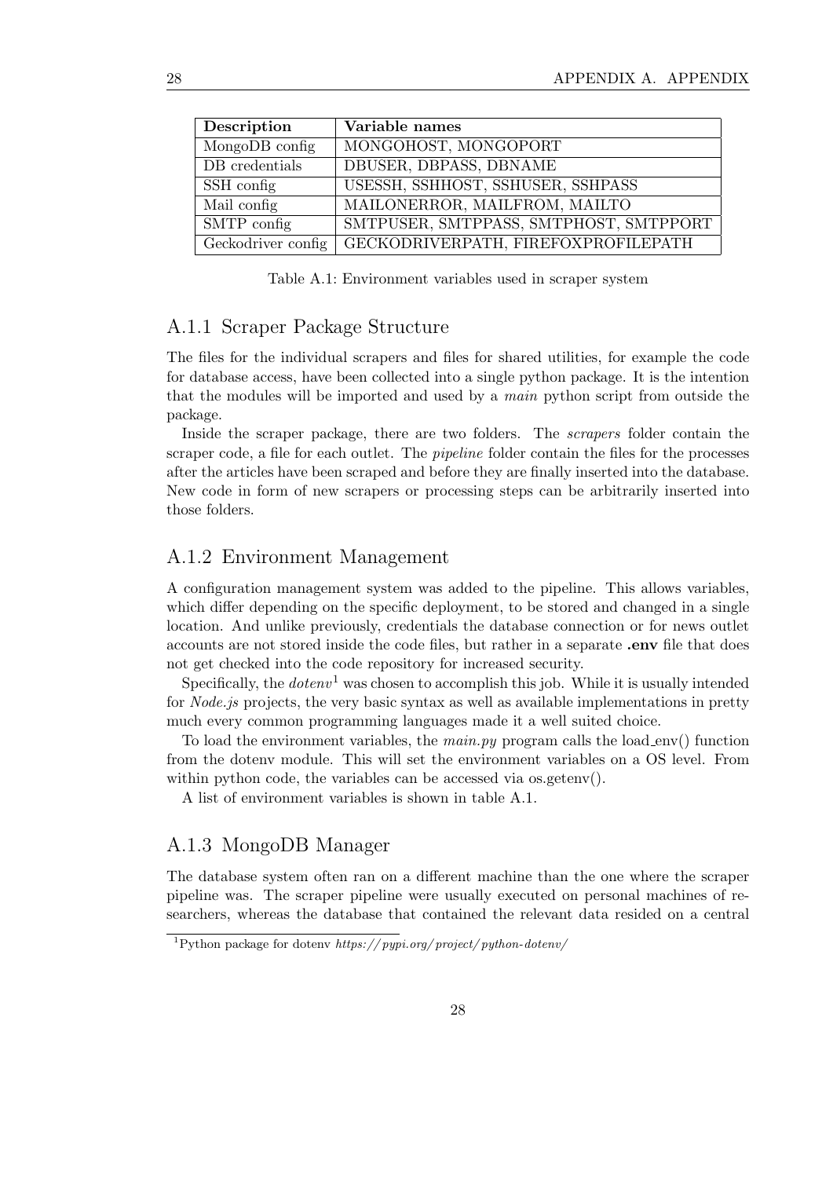| Description | Variable names |
| --- | --- |
| MongoDB config | MONGOHOST, MONGOPORT |
| DB credentials | DBUSER, DBPASS, DBNAME |
| SSH config | USESSH, SSHHOST, SSHUSER, SSHPASS |
| Mail config | MAILONERROR, MAILFROM, MAILTO |
| SMTP config | SMTPUSER, SMTPPASS, SMTPHOST, SMTPPORT |
| Geckodriver config | GECKODRIVERPATH, FIREFOXPROFILEPATH |

Table A.1: Environment variables used in scraper system

### A.1.1 Scraper Package Structure

The files for the individual scrapers and files for shared utilities, for example the code for database access, have been collected into a single python package. It is the intention that the modules will be imported and used by a *main* python script from outside the package.

Inside the scraper package, there are two folders. The *scrapers* folder contain the scraper code, a file for each outlet. The *pipeline* folder contain the files for the processes after the articles have been scraped and before they are finally inserted into the database. New code in form of new scrapers or processing steps can be arbitrarily inserted into those folders.

### A.1.2 Environment Management

A configuration management system was added to the pipeline. This allows variables, which differ depending on the specific deployment, to be stored and changed in a single location. And unlike previously, credentials the database connection or for news outlet accounts are not stored inside the code files, but rather in a separate **.env** file that does not get checked into the code repository for increased security.

Specifically, the *dotenv*[1] was chosen to accomplish this job. While it is usually intended for *Node.js* projects, the very basic syntax as well as available implementations in pretty much every common programming languages made it a well suited choice.

To load the environment variables, the *main.py* program calls the load_env() function from the dotenv module. This will set the environment variables on a OS level. From within python code, the variables can be accessed via os.getenv().

A list of environment variables is shown in table A.1.

### A.1.3 MongoDB Manager

The database system often ran on a different machine than the one where the scraper pipeline was. The scraper pipeline were usually executed on personal machines of researchers, whereas the database that contained the relevant data resided on a central

[1] Python package for dotenv *https://pypi.org/project/python-dotenv/*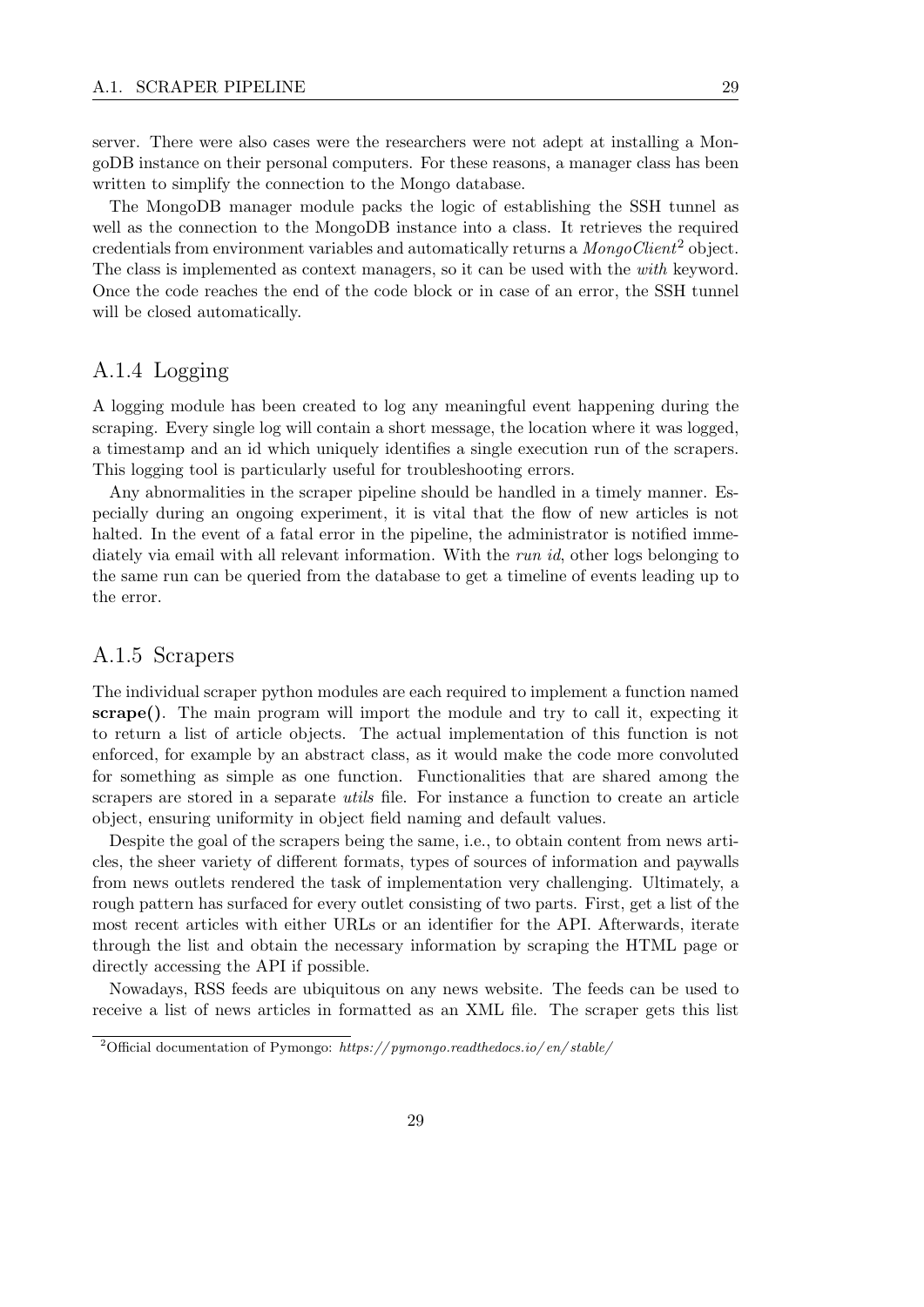server. There were also cases were the researchers were not adept at installing a MongoDB instance on their personal computers. For these reasons, a manager class has been written to simplify the connection to the Mongo database.

The MongoDB manager module packs the logic of establishing the SSH tunnel as well as the connection to the MongoDB instance into a class. It retrieves the required credentials from environment variables and automatically returns a *MongoClient*[2] object. The class is implemented as context managers, so it can be used with the *with* keyword. Once the code reaches the end of the code block or in case of an error, the SSH tunnel will be closed automatically.

## A.1.4 Logging

A logging module has been created to log any meaningful event happening during the scraping. Every single log will contain a short message, the location where it was logged, a timestamp and an id which uniquely identifies a single execution run of the scrapers. This logging tool is particularly useful for troubleshooting errors.

Any abnormalities in the scraper pipeline should be handled in a timely manner. Especially during an ongoing experiment, it is vital that the flow of new articles is not halted. In the event of a fatal error in the pipeline, the administrator is notified immediately via email with all relevant information. With the *run id*, other logs belonging to the same run can be queried from the database to get a timeline of events leading up to the error.

## A.1.5 Scrapers

The individual scraper python modules are each required to implement a function named **scrape()**. The main program will import the module and try to call it, expecting it to return a list of article objects. The actual implementation of this function is not enforced, for example by an abstract class, as it would make the code more convoluted for something as simple as one function. Functionalities that are shared among the scrapers are stored in a separate *utils* file. For instance a function to create an article object, ensuring uniformity in object field naming and default values.

Despite the goal of the scrapers being the same, i.e., to obtain content from news articles, the sheer variety of different formats, types of sources of information and paywalls from news outlets rendered the task of implementation very challenging. Ultimately, a rough pattern has surfaced for every outlet consisting of two parts. First, get a list of the most recent articles with either URLs or an identifier for the API. Afterwards, iterate through the list and obtain the necessary information by scraping the HTML page or directly accessing the API if possible.

Nowadays, RSS feeds are ubiquitous on any news website. The feeds can be used to receive a list of news articles in formatted as an XML file. The scraper gets this list

[2] Official documentation of Pymongo: *https://pymongo.readthedocs.io/en/stable/*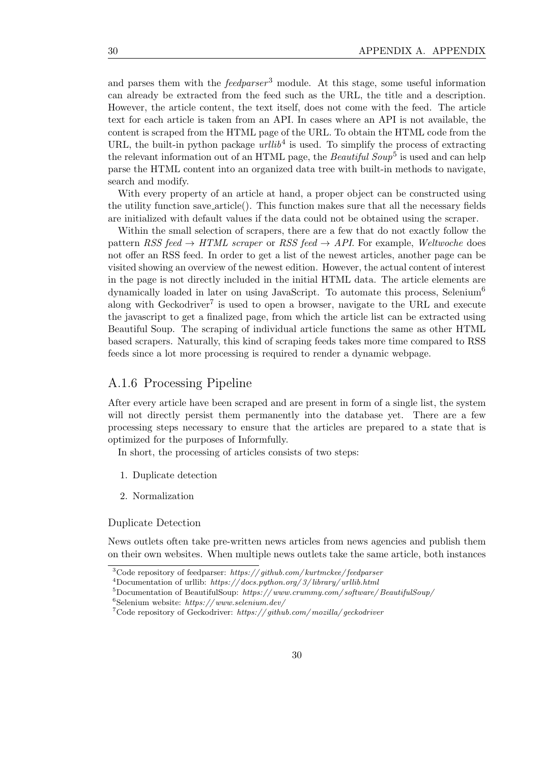and parses them with the *feedparser*[3] module. At this stage, some useful information can already be extracted from the feed such as the URL, the title and a description. However, the article content, the text itself, does not come with the feed. The article text for each article is taken from an API. In cases where an API is not available, the content is scraped from the HTML page of the URL. To obtain the HTML code from the URL, the built-in python package *urllib*[4] is used. To simplify the process of extracting the relevant information out of an HTML page, the *Beautiful Soup*[5] is used and can help parse the HTML content into an organized data tree with built-in methods to navigate, search and modify.

With every property of an article at hand, a proper object can be constructed using the utility function save_article(). This function makes sure that all the necessary fields are initialized with default values if the data could not be obtained using the scraper.

Within the small selection of scrapers, there are a few that do not exactly follow the pattern *RSS feed → HTML scraper* or *RSS feed → API*. For example, *Weltwoche* does not offer an RSS feed. In order to get a list of the newest articles, another page can be visited showing an overview of the newest edition. However, the actual content of interest in the page is not directly included in the initial HTML data. The article elements are dynamically loaded in later on using JavaScript. To automate this process, Selenium[6] along with Geckodriver[7] is used to open a browser, navigate to the URL and execute the javascript to get a finalized page, from which the article list can be extracted using Beautiful Soup. The scraping of individual article functions the same as other HTML based scrapers. Naturally, this kind of scraping feeds takes more time compared to RSS feeds since a lot more processing is required to render a dynamic webpage.

### A.1.6 Processing Pipeline

After every article have been scraped and are present in form of a single list, the system will not directly persist them permanently into the database yet. There are a few processing steps necessary to ensure that the articles are prepared to a state that is optimized for the purposes of Informfully.

In short, the processing of articles consists of two steps:

1. Duplicate detection
2. Normalization

#### Duplicate Detection

News outlets often take pre-written news articles from news agencies and publish them on their own websites. When multiple news outlets take the same article, both instances

[3] Code repository of feedparser: *https://github.com/kurtmckee/feedparser*

[4] Documentation of urllib: *https://docs.python.org/3/library/urllib.html*

[5] Documentation of BeautifulSoup: *https://www.crummy.com/software/BeautifulSoup/*

[6] Selenium website: *https://www.selenium.dev/*

[7] Code repository of Geckodriver: *https://github.com/mozilla/geckodriver*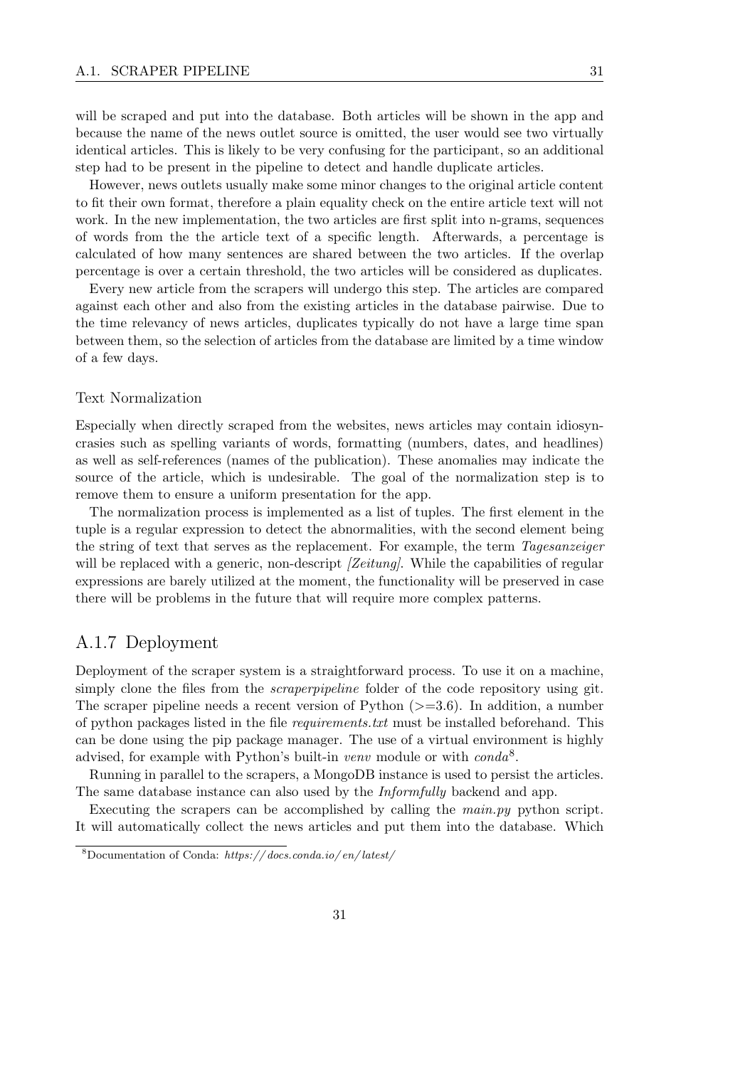will be scraped and put into the database. Both articles will be shown in the app and because the name of the news outlet source is omitted, the user would see two virtually identical articles. This is likely to be very confusing for the participant, so an additional step had to be present in the pipeline to detect and handle duplicate articles.

However, news outlets usually make some minor changes to the original article content to fit their own format, therefore a plain equality check on the entire article text will not work. In the new implementation, the two articles are first split into n-grams, sequences of words from the the article text of a specific length. Afterwards, a percentage is calculated of how many sentences are shared between the two articles. If the overlap percentage is over a certain threshold, the two articles will be considered as duplicates.

Every new article from the scrapers will undergo this step. The articles are compared against each other and also from the existing articles in the database pairwise. Due to the time relevancy of news articles, duplicates typically do not have a large time span between them, so the selection of articles from the database are limited by a time window of a few days.

#### Text Normalization

Especially when directly scraped from the websites, news articles may contain idiosyncrasies such as spelling variants of words, formatting (numbers, dates, and headlines) as well as self-references (names of the publication). These anomalies may indicate the source of the article, which is undesirable. The goal of the normalization step is to remove them to ensure a uniform presentation for the app.

The normalization process is implemented as a list of tuples. The first element in the tuple is a regular expression to detect the abnormalities, with the second element being the string of text that serves as the replacement. For example, the term *Tagesanzeiger* will be replaced with a generic, non-descript *[Zeitung]*. While the capabilities of regular expressions are barely utilized at the moment, the functionality will be preserved in case there will be problems in the future that will require more complex patterns.

## A.1.7 Deployment

Deployment of the scraper system is a straightforward process. To use it on a machine, simply clone the files from the *scraperpipeline* folder of the code repository using git. The scraper pipeline needs a recent version of Python (>=3.6). In addition, a number of python packages listed in the file *requirements.txt* must be installed beforehand. This can be done using the pip package manager. The use of a virtual environment is highly advised, for example with Python's built-in *venv* module or with *conda*[8].

Running in parallel to the scrapers, a MongoDB instance is used to persist the articles. The same database instance can also used by the *Informfully* backend and app.

Executing the scrapers can be accomplished by calling the *main.py* python script. It will automatically collect the news articles and put them into the database. Which

[8] Documentation of Conda: *https://docs.conda.io/en/latest/*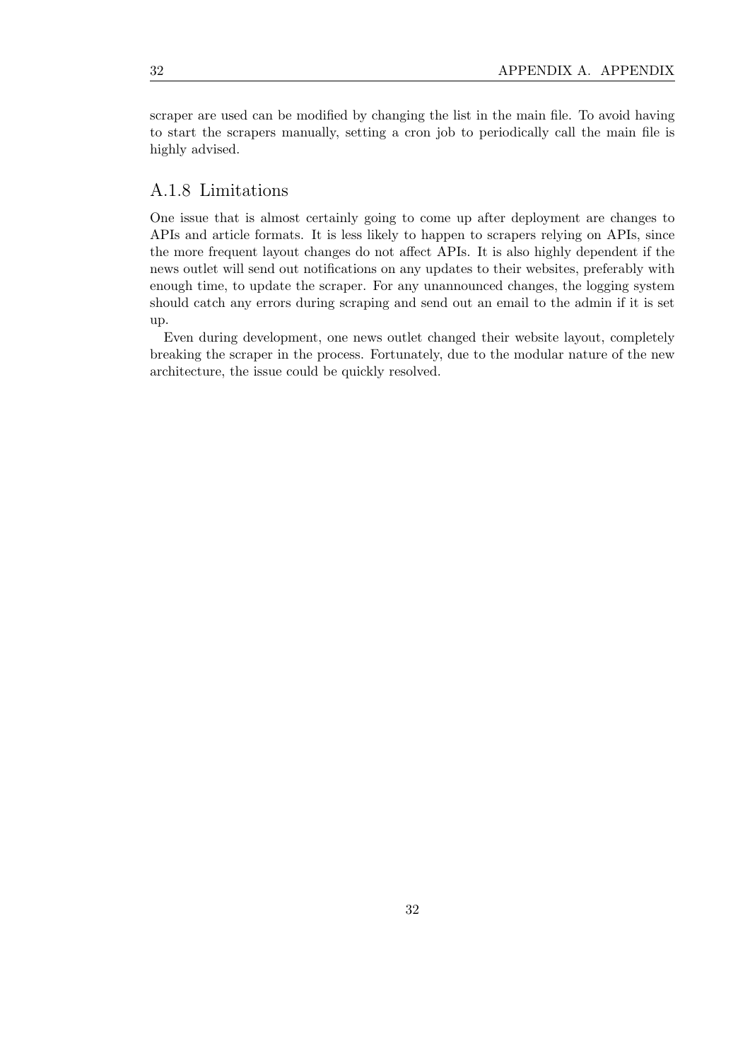scraper are used can be modified by changing the list in the main file. To avoid having to start the scrapers manually, setting a cron job to periodically call the main file is highly advised.

### A.1.8 Limitations

One issue that is almost certainly going to come up after deployment are changes to APIs and article formats. It is less likely to happen to scrapers relying on APIs, since the more frequent layout changes do not affect APIs. It is also highly dependent if the news outlet will send out notifications on any updates to their websites, preferably with enough time, to update the scraper. For any unannounced changes, the logging system should catch any errors during scraping and send out an email to the admin if it is set up.

Even during development, one news outlet changed their website layout, completely breaking the scraper in the process. Fortunately, due to the modular nature of the new architecture, the issue could be quickly resolved.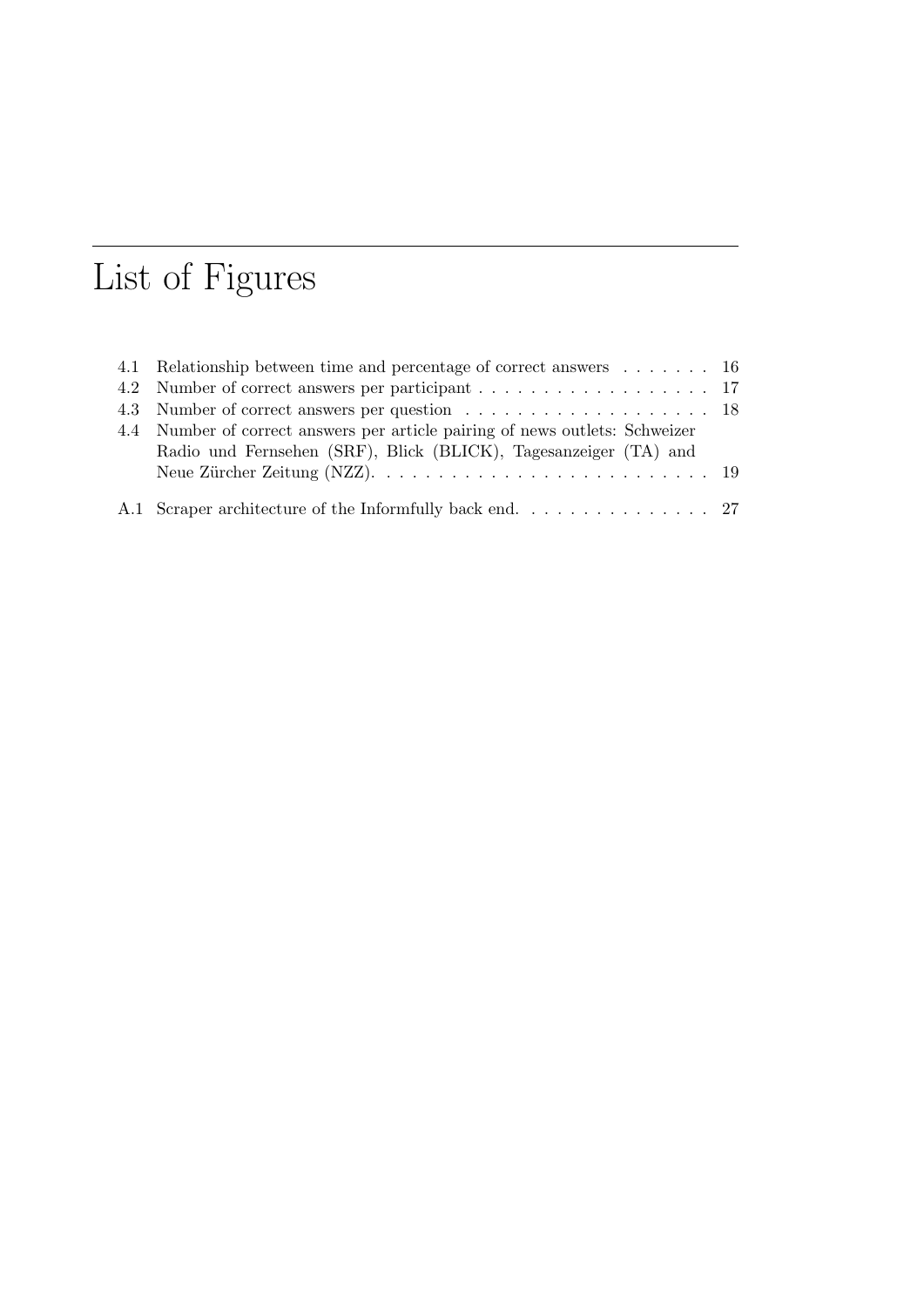# List of Figures

4.1 Relationship between time and percentage of correct answers . . . . . . . 16

4.2 Number of correct answers per participant . . . . . . . . . . . . . . . . . . 17

4.3 Number of correct answers per question . . . . . . . . . . . . . . . . . . . 18

4.4 Number of correct answers per article pairing of news outlets: Schweizer Radio und Fernsehen (SRF), Blick (BLICK), Tagesanzeiger (TA) and Neue Zürcher Zeitung (NZZ). . . . . . . . . . . . . . . . . . . . . . . . . . . 19

A.1 Scraper architecture of the Informfully back end. . . . . . . . . . . . . . . 27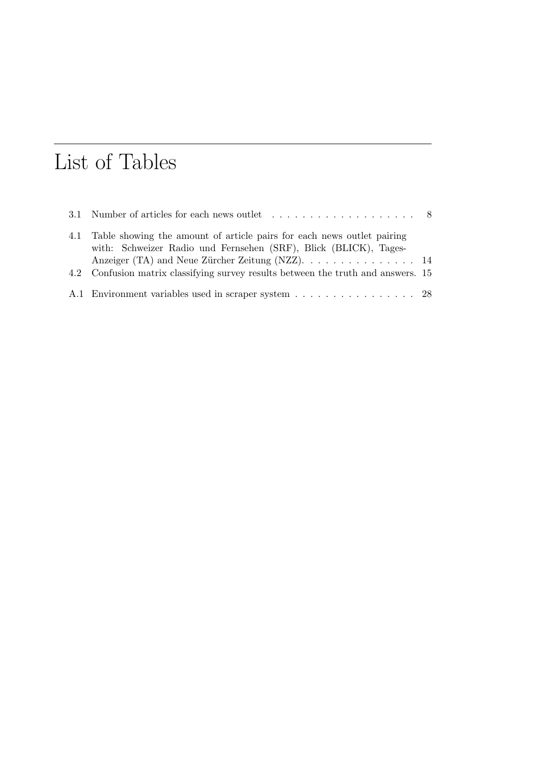# List of Tables

3.1 Number of articles for each news outlet . . . . . . . . . . . . . . . . . . . 8

4.1 Table showing the amount of article pairs for each news outlet pairing with: Schweizer Radio und Fernsehen (SRF), Blick (BLICK), Tages-Anzeiger (TA) and Neue Zürcher Zeitung (NZZ). . . . . . . . . . . . . . . 14

4.2 Confusion matrix classifying survey results between the truth and answers. 15

A.1 Environment variables used in scraper system . . . . . . . . . . . . . . . . 28